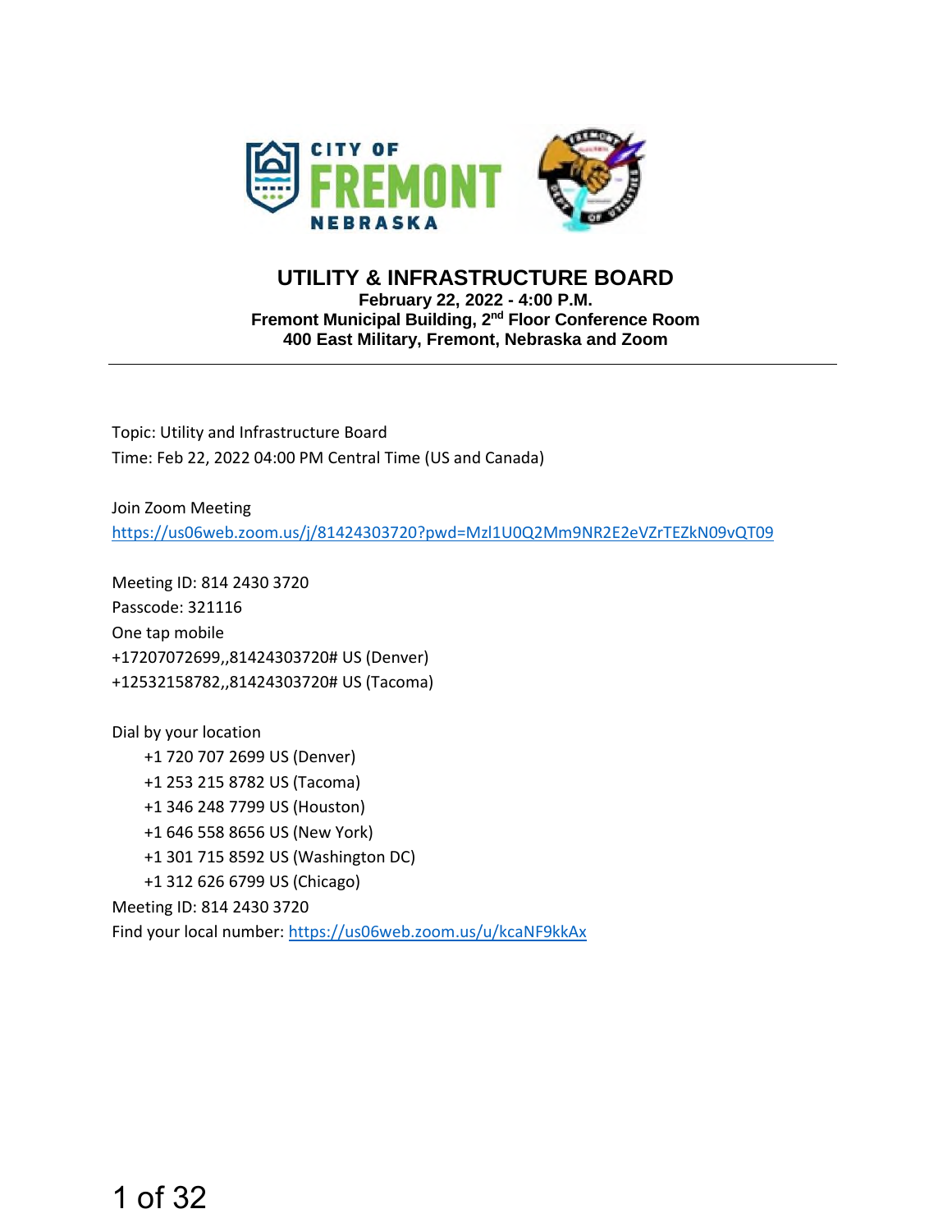# UTILITY & INFRASTRUCTURE BOARD

**February 22, 2022 - 4:00 P.M.**
**Fremont Municipal Building, 2nd Floor Conference Room**
**400 East Military, Fremont, Nebraska and Zoom**

---

Topic: Utility and Infrastructure Board
Time: Feb 22, 2022 04:00 PM Central Time (US and Canada)

Join Zoom Meeting
https://us06web.zoom.us/j/81424303720?pwd=Mzl1U0Q2Mm9NR2E2eVZrTEZkN09vQT09

Meeting ID: 814 2430 3720
Passcode: 321116
One tap mobile
+17207072699,,81424303720# US (Denver)
+12532158782,,81424303720# US (Tacoma)

Dial by your location
- +1 720 707 2699 US (Denver)
- +1 253 215 8782 US (Tacoma)
- +1 346 248 7799 US (Houston)
- +1 646 558 8656 US (New York)
- +1 301 715 8592 US (Washington DC)
- +1 312 626 6799 US (Chicago)

Meeting ID: 814 2430 3720
Find your local number: https://us06web.zoom.us/u/kcaNF9kkAx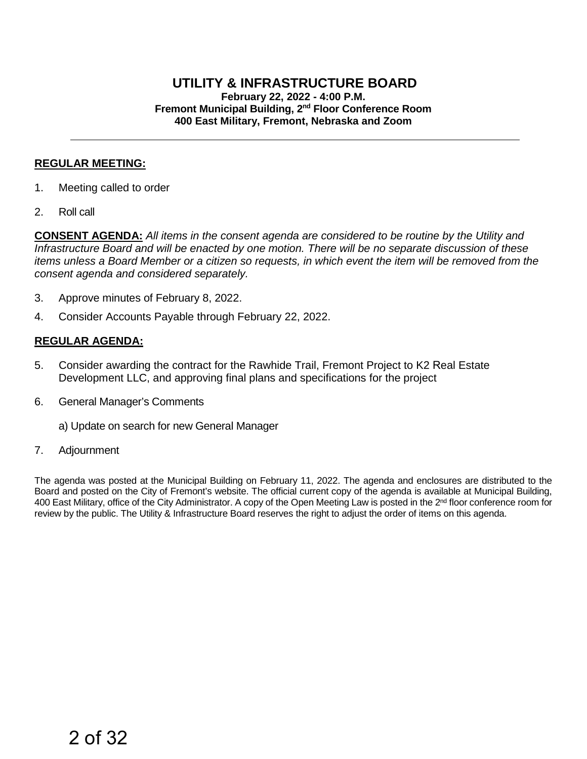# UTILITY & INFRASTRUCTURE BOARD

**February 22, 2022 - 4:00 P.M.**
**Fremont Municipal Building, 2nd Floor Conference Room**
**400 East Military, Fremont, Nebraska and Zoom**

---

**REGULAR MEETING:**

1. Meeting called to order
2. Roll call

**CONSENT AGENDA:** *All items in the consent agenda are considered to be routine by the Utility and Infrastructure Board and will be enacted by one motion. There will be no separate discussion of these items unless a Board Member or a citizen so requests, in which event the item will be removed from the consent agenda and considered separately.*

3. Approve minutes of February 8, 2022.
4. Consider Accounts Payable through February 22, 2022.

**REGULAR AGENDA:**

5. Consider awarding the contract for the Rawhide Trail, Fremont Project to K2 Real Estate Development LLC, and approving final plans and specifications for the project
6. General Manager's Comments

   a) Update on search for new General Manager

7. Adjournment

The agenda was posted at the Municipal Building on February 11, 2022. The agenda and enclosures are distributed to the Board and posted on the City of Fremont's website. The official current copy of the agenda is available at Municipal Building, 400 East Military, office of the City Administrator. A copy of the Open Meeting Law is posted in the 2nd floor conference room for review by the public. The Utility & Infrastructure Board reserves the right to adjust the order of items on this agenda.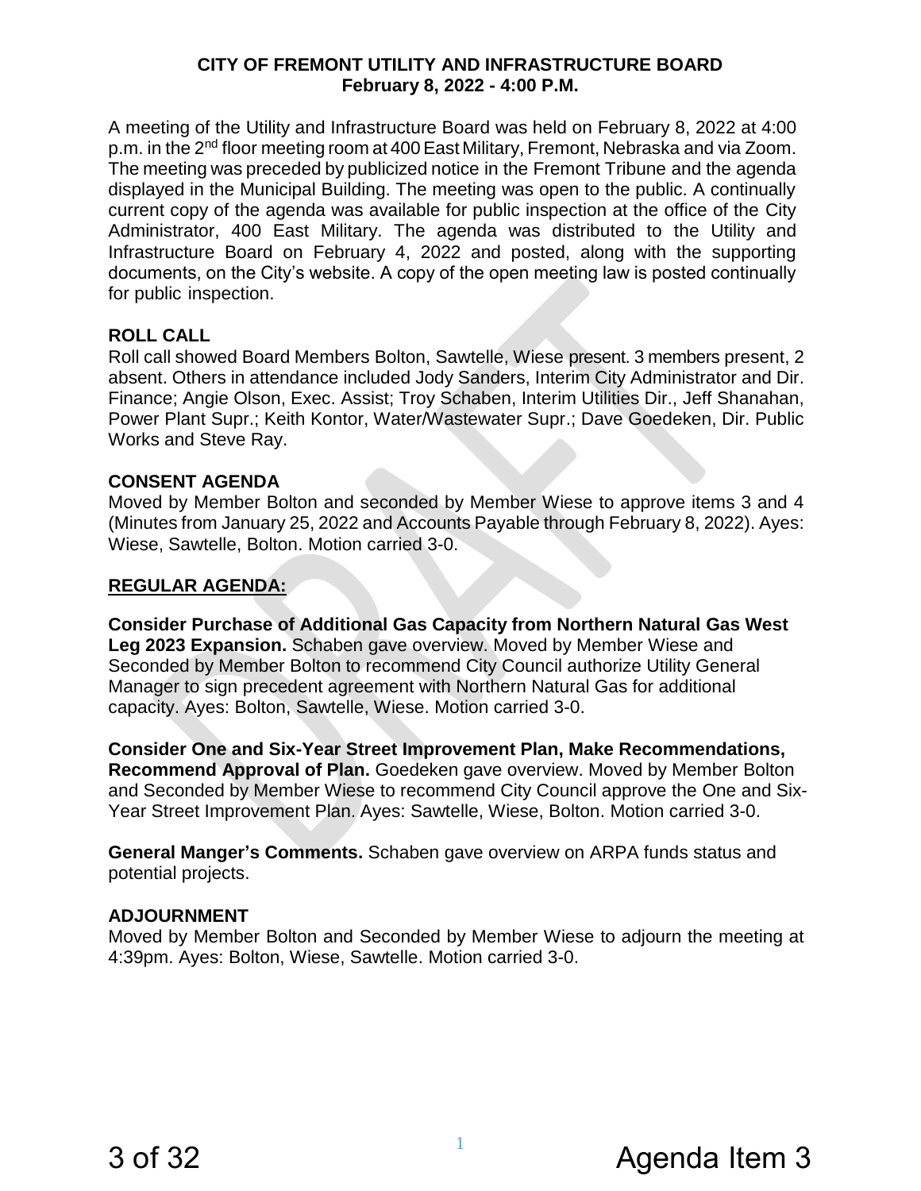# CITY OF FREMONT UTILITY AND INFRASTRUCTURE BOARD
## February 8, 2022 - 4:00 P.M.

A meeting of the Utility and Infrastructure Board was held on February 8, 2022 at 4:00 p.m. in the 2nd floor meeting room at 400 East Military, Fremont, Nebraska and via Zoom. The meeting was preceded by publicized notice in the Fremont Tribune and the agenda displayed in the Municipal Building. The meeting was open to the public. A continually current copy of the agenda was available for public inspection at the office of the City Administrator, 400 East Military. The agenda was distributed to the Utility and Infrastructure Board on February 4, 2022 and posted, along with the supporting documents, on the City's website. A copy of the open meeting law is posted continually for public inspection.

**ROLL CALL**
Roll call showed Board Members Bolton, Sawtelle, Wiese present. 3 members present, 2 absent. Others in attendance included Jody Sanders, Interim City Administrator and Dir. Finance; Angie Olson, Exec. Assist; Troy Schaben, Interim Utilities Dir., Jeff Shanahan, Power Plant Supr.; Keith Kontor, Water/Wastewater Supr.; Dave Goedeken, Dir. Public Works and Steve Ray.

**CONSENT AGENDA**
Moved by Member Bolton and seconded by Member Wiese to approve items 3 and 4 (Minutes from January 25, 2022 and Accounts Payable through February 8, 2022). Ayes: Wiese, Sawtelle, Bolton. Motion carried 3-0.

**REGULAR AGENDA:**

**Consider Purchase of Additional Gas Capacity from Northern Natural Gas West Leg 2023 Expansion.** Schaben gave overview. Moved by Member Wiese and Seconded by Member Bolton to recommend City Council authorize Utility General Manager to sign precedent agreement with Northern Natural Gas for additional capacity. Ayes: Bolton, Sawtelle, Wiese. Motion carried 3-0.

**Consider One and Six-Year Street Improvement Plan, Make Recommendations, Recommend Approval of Plan.** Goedeken gave overview. Moved by Member Bolton and Seconded by Member Wiese to recommend City Council approve the One and Six-Year Street Improvement Plan. Ayes: Sawtelle, Wiese, Bolton. Motion carried 3-0.

**General Manger's Comments.** Schaben gave overview on ARPA funds status and potential projects.

**ADJOURNMENT**
Moved by Member Bolton and Seconded by Member Wiese to adjourn the meeting at 4:39pm. Ayes: Bolton, Wiese, Sawtelle. Motion carried 3-0.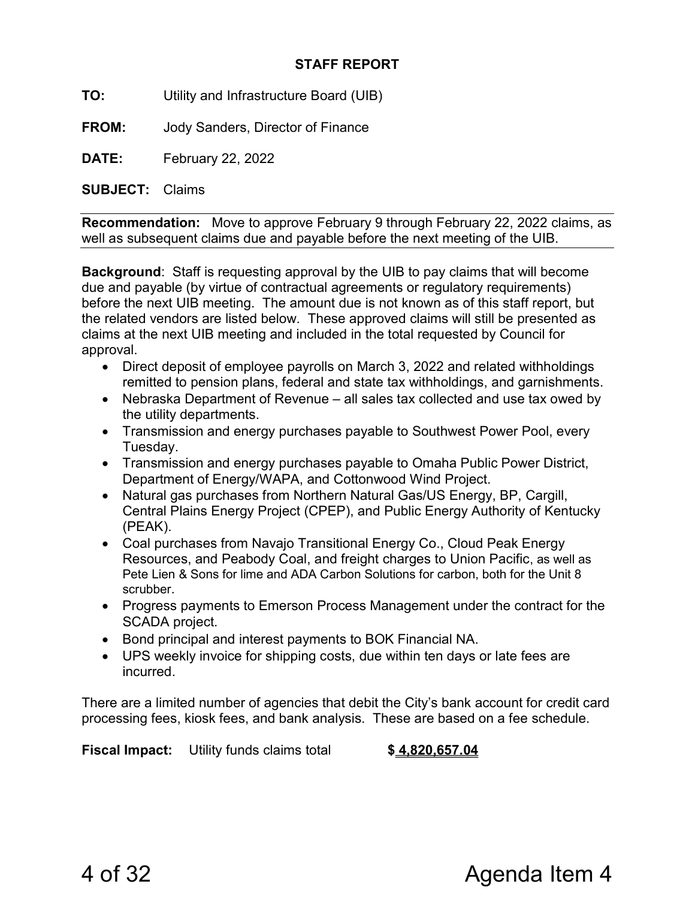**STAFF REPORT**

**TO:** Utility and Infrastructure Board (UIB)

**FROM:** Jody Sanders, Director of Finance

**DATE:** February 22, 2022

**SUBJECT:** Claims

**Recommendation:** Move to approve February 9 through February 22, 2022 claims, as well as subsequent claims due and payable before the next meeting of the UIB.

**Background**: Staff is requesting approval by the UIB to pay claims that will become due and payable (by virtue of contractual agreements or regulatory requirements) before the next UIB meeting. The amount due is not known as of this staff report, but the related vendors are listed below. These approved claims will still be presented as claims at the next UIB meeting and included in the total requested by Council for approval.

- Direct deposit of employee payrolls on March 3, 2022 and related withholdings remitted to pension plans, federal and state tax withholdings, and garnishments.
- Nebraska Department of Revenue – all sales tax collected and use tax owed by the utility departments.
- Transmission and energy purchases payable to Southwest Power Pool, every Tuesday.
- Transmission and energy purchases payable to Omaha Public Power District, Department of Energy/WAPA, and Cottonwood Wind Project.
- Natural gas purchases from Northern Natural Gas/US Energy, BP, Cargill, Central Plains Energy Project (CPEP), and Public Energy Authority of Kentucky (PEAK).
- Coal purchases from Navajo Transitional Energy Co., Cloud Peak Energy Resources, and Peabody Coal, and freight charges to Union Pacific, as well as Pete Lien & Sons for lime and ADA Carbon Solutions for carbon, both for the Unit 8 scrubber.
- Progress payments to Emerson Process Management under the contract for the SCADA project.
- Bond principal and interest payments to BOK Financial NA.
- UPS weekly invoice for shipping costs, due within ten days or late fees are incurred.

There are a limited number of agencies that debit the City's bank account for credit card processing fees, kiosk fees, and bank analysis. These are based on a fee schedule.

**Fiscal Impact:** Utility funds claims total **$ 4,820,657.04**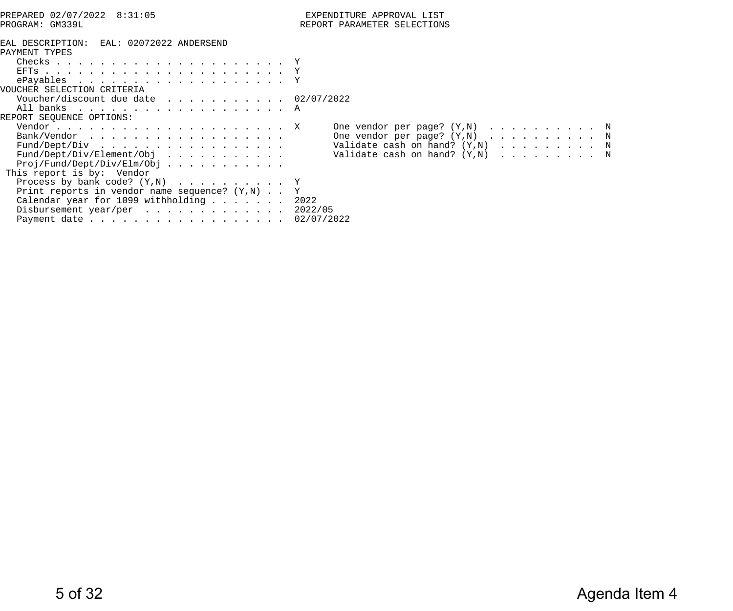```
PREPARED 02/07/2022  8:31:05                          EXPENDITURE APPROVAL LIST
PROGRAM: GM339L                                       REPORT PARAMETER SELECTIONS

EAL DESCRIPTION:  EAL: 02072022 ANDERSEND
PAYMENT TYPES
   Checks . . . . . . . . . . . . . . . . . . . . .  Y
   EFTs . . . . . . . . . . . . . . . . . . . . . .  Y
   ePayables  . . . . . . . . . . . . . . . . . . .  Y
VOUCHER SELECTION CRITERIA
   Voucher/discount due date  . . . . . . . . . . .  02/07/2022
   All banks  . . . . . . . . . . . . . . . . . . .  A
REPORT SEQUENCE OPTIONS:
   Vendor . . . . . . . . . . . . . . . . . . . . .  X      One vendor per page? (Y,N)  . . . . . . . . . .  N
   Bank/Vendor  . . . . . . . . . . . . . . . . . .         One vendor per page? (Y,N)  . . . . . . . . . .  N
   Fund/Dept/Div  . . . . . . . . . . . . . . . . .         Validate cash on hand? (Y,N)  . . . . . . . . .  N
   Fund/Dept/Div/Element/Obj  . . . . . . . . . . .         Validate cash on hand? (Y,N)  . . . . . . . . .  N
   Proj/Fund/Dept/Div/Elm/Obj . . . . . . . . . . .
 This report is by:  Vendor
   Process by bank code? (Y,N)  . . . . . . . . . .  Y
   Print reports in vendor name sequence? (Y,N) . .  Y
   Calendar year for 1099 withholding . . . . . . .  2022
   Disbursement year/per  . . . . . . . . . . . . .  2022/05
   Payment date . . . . . . . . . . . . . . . . . .  02/07/2022
```

Agenda Item 4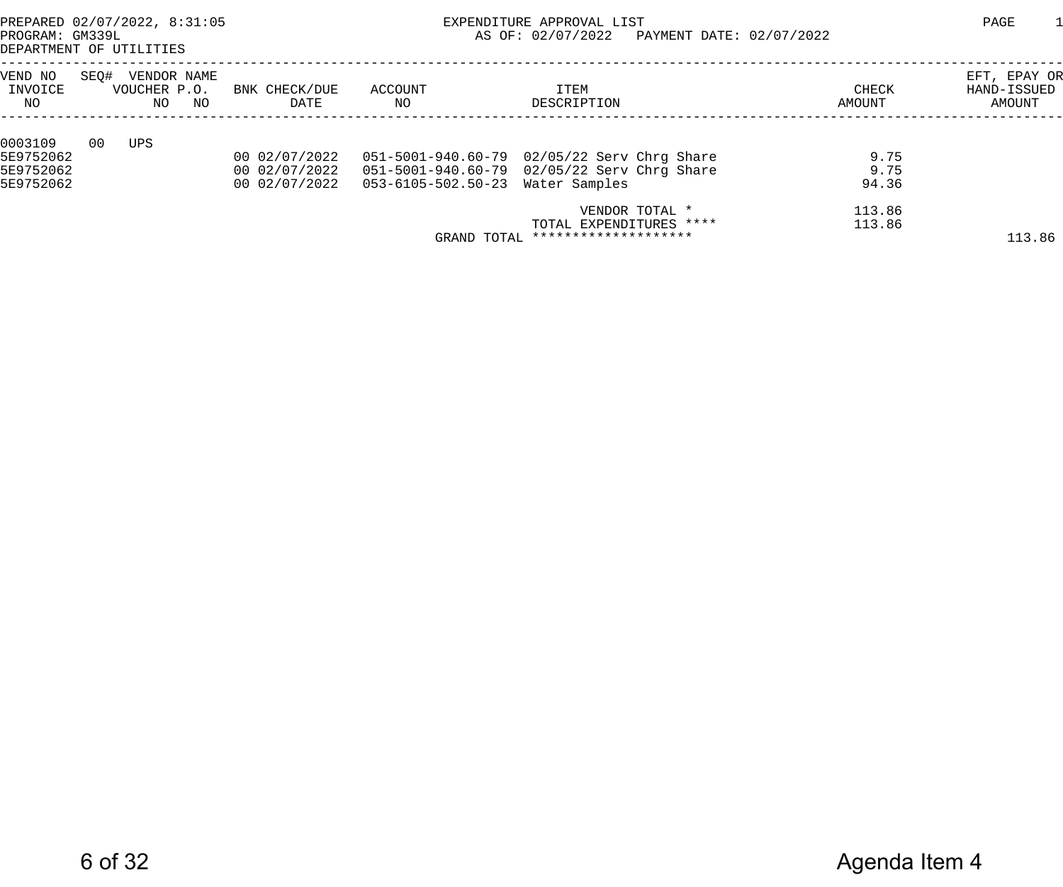PREPARED 02/07/2022, 8:31:05
PROGRAM: GM339L
DEPARTMENT OF UTILITIES

EXPENDITURE APPROVAL LIST
AS OF: 02/07/2022 PAYMENT DATE: 02/07/2022

PAGE 1

| VEND NO / INVOICE NO | SEQ# | VENDOR NAME / VOUCHER NO | P.O. NO | BNK CHECK/DUE DATE | ACCOUNT NO | ITEM DESCRIPTION | CHECK AMOUNT | EFT, EPAY OR HAND-ISSUED AMOUNT |
|---|---|---|---|---|---|---|---|---|
| 0003109 | 00 | UPS | | | | | | |
| 5E9752062 | | | | 00 02/07/2022 | 051-5001-940.60-79 | 02/05/22 Serv Chrg Share | 9.75 | |
| 5E9752062 | | | | 00 02/07/2022 | 051-5001-940.60-79 | 02/05/22 Serv Chrg Share | 9.75 | |
| 5E9752062 | | | | 00 02/07/2022 | 053-6105-502.50-23 | Water Samples | 94.36 | |
| | | | | | | VENDOR TOTAL * | 113.86 | |
| | | | | | | TOTAL EXPENDITURES **** | 113.86 | |
| | | | | | GRAND TOTAL | ******************** | | 113.86 |

Agenda Item 4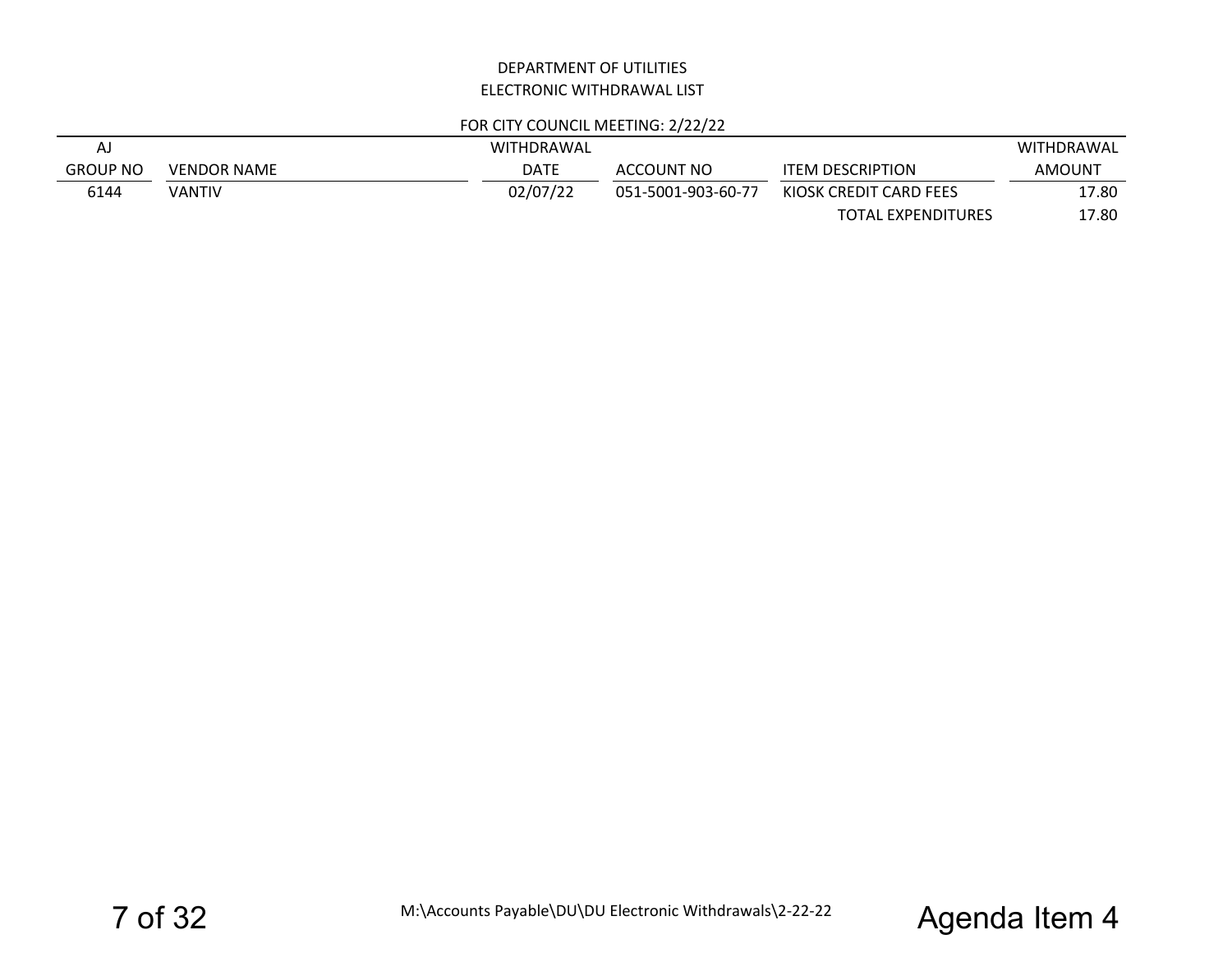DEPARTMENT OF UTILITIES

ELECTRONIC WITHDRAWAL LIST

FOR CITY COUNCIL MEETING: 2/22/22

| AJ GROUP NO | VENDOR NAME | WITHDRAWAL DATE | ACCOUNT NO | ITEM DESCRIPTION | WITHDRAWAL AMOUNT |
|---|---|---|---|---|---|
| 6144 | VANTIV | 02/07/22 | 051-5001-903-60-77 | KIOSK CREDIT CARD FEES | 17.80 |
| | | | | TOTAL EXPENDITURES | 17.80 |

M:\Accounts Payable\DU\DU Electronic Withdrawals\2-22-22

Agenda Item 4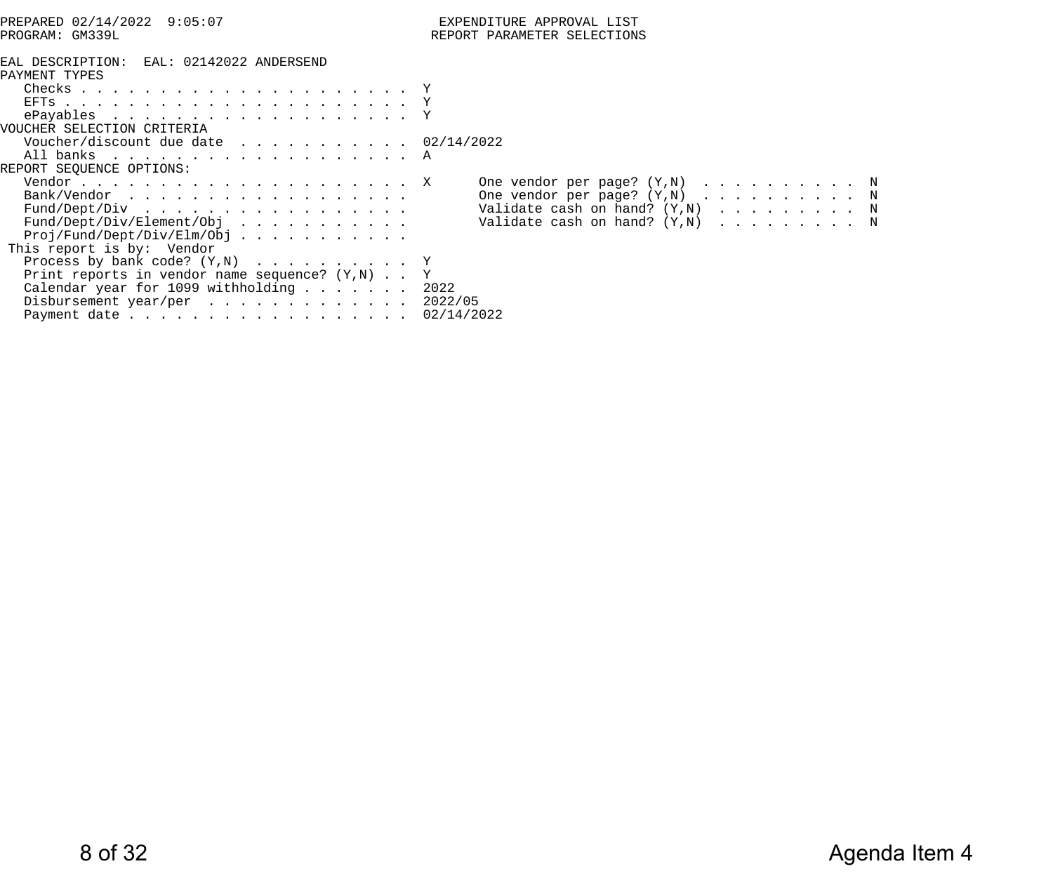```
PREPARED 02/14/2022  9:05:07                            EXPENDITURE APPROVAL LIST
PROGRAM: GM339L                                        REPORT PARAMETER SELECTIONS

EAL DESCRIPTION:  EAL: 02142022 ANDERSEND
PAYMENT TYPES
   Checks . . . . . . . . . . . . . . . . . . . . .  Y
   EFTs . . . . . . . . . . . . . . . . . . . . . .  Y
   ePayables  . . . . . . . . . . . . . . . . . . .  Y
VOUCHER SELECTION CRITERIA
   Voucher/discount due date  . . . . . . . . . . .  02/14/2022
   All banks  . . . . . . . . . . . . . . . . . . .  A
REPORT SEQUENCE OPTIONS:
   Vendor . . . . . . . . . . . . . . . . . . . . .  X      One vendor per page? (Y,N)  . . . . . . . . . .  N
   Bank/Vendor  . . . . . . . . . . . . . . . . . .         One vendor per page? (Y,N)  . . . . . . . . . .  N
   Fund/Dept/Div  . . . . . . . . . . . . . . . . .         Validate cash on hand? (Y,N)  . . . . . . . . .  N
   Fund/Dept/Div/Element/Obj  . . . . . . . . . . .         Validate cash on hand? (Y,N)  . . . . . . . . .  N
   Proj/Fund/Dept/Div/Elm/Obj . . . . . . . . . . .
 This report is by:  Vendor
   Process by bank code? (Y,N)  . . . . . . . . . .  Y
   Print reports in vendor name sequence? (Y,N) . .  Y
   Calendar year for 1099 withholding . . . . . . .  2022
   Disbursement year/per  . . . . . . . . . . . . .  2022/05
   Payment date . . . . . . . . . . . . . . . . . .  02/14/2022
```

Agenda Item 4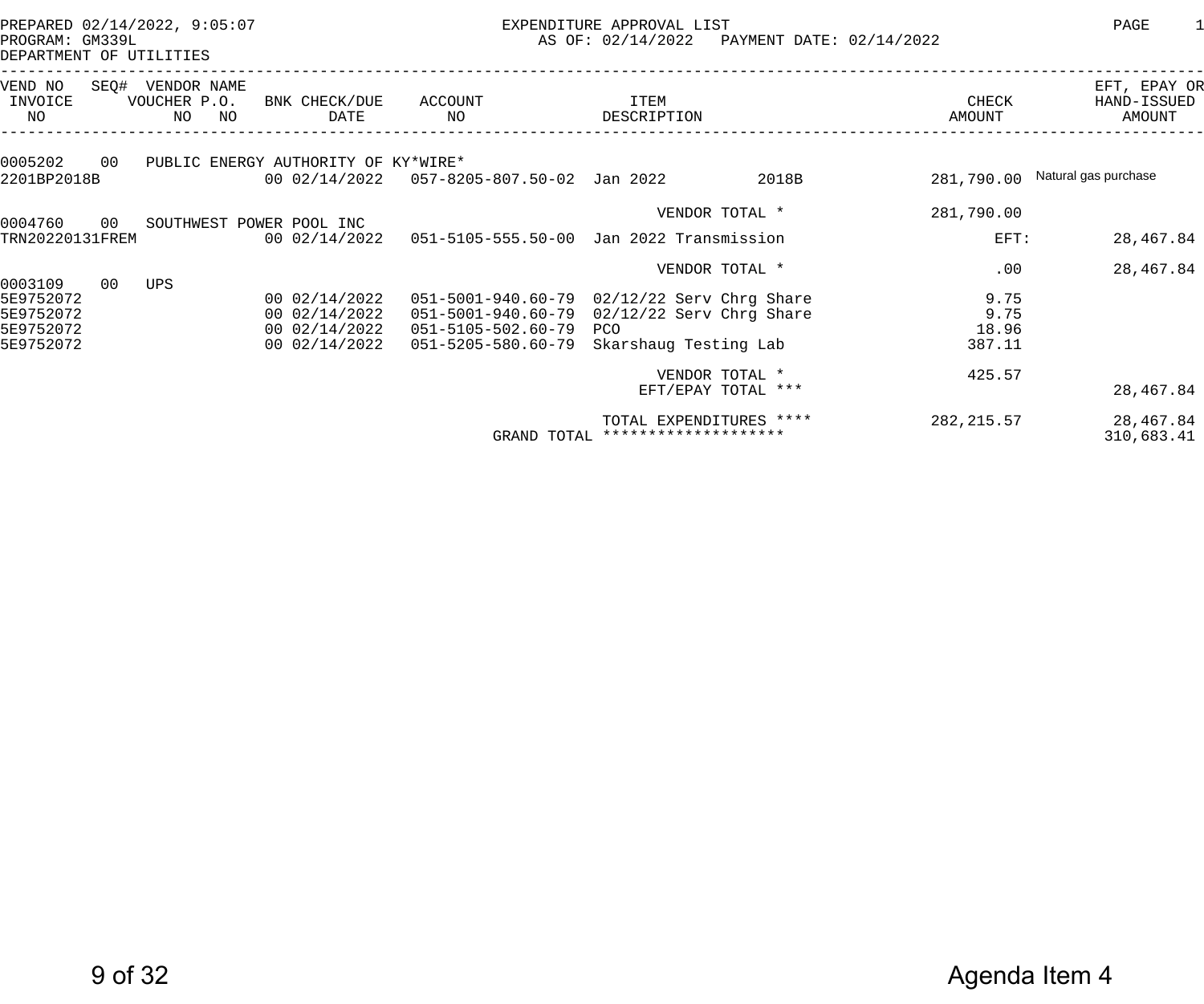PREPARED 02/14/2022, 9:05:07 — EXPENDITURE APPROVAL LIST — PAGE 1
PROGRAM: GM339L — AS OF: 02/14/2022 PAYMENT DATE: 02/14/2022
DEPARTMENT OF UTILITIES

| VEND NO / INVOICE NO | SEQ# | VENDOR NAME / VOUCHER NO | P.O. NO | BNK CHECK/DUE DATE | ACCOUNT NO | ITEM DESCRIPTION | | CHECK AMOUNT | EFT, EPAY OR HAND-ISSUED AMOUNT |
|---|---|---|---|---|---|---|---|---|---|
| 0005202 | 00 | PUBLIC ENERGY AUTHORITY OF KY*WIRE* | | | | | | | |
| 2201BP2018B | | | | 00 02/14/2022 | 057-8205-807.50-02 | Jan 2022 | 2018B | 281,790.00 | Natural gas purchase |
| | | | | | | VENDOR TOTAL * | | 281,790.00 | |
| 0004760 | 00 | SOUTHWEST POWER POOL INC | | | | | | | |
| TRN20220131FREM | | | | 00 02/14/2022 | 051-5105-555.50-00 | Jan 2022 Transmission | | EFT: | 28,467.84 |
| | | | | | | VENDOR TOTAL * | | .00 | 28,467.84 |
| 0003109 | 00 | UPS | | | | | | | |
| 5E9752072 | | | | 00 02/14/2022 | 051-5001-940.60-79 | 02/12/22 Serv Chrg Share | | 9.75 | |
| 5E9752072 | | | | 00 02/14/2022 | 051-5001-940.60-79 | 02/12/22 Serv Chrg Share | | 9.75 | |
| 5E9752072 | | | | 00 02/14/2022 | 051-5105-502.60-79 | PCO | | 18.96 | |
| 5E9752072 | | | | 00 02/14/2022 | 051-5205-580.60-79 | Skarshaug Testing Lab | | 387.11 | |
| | | | | | | VENDOR TOTAL * | | 425.57 | |
| | | | | | | EFT/EPAY TOTAL *** | | | 28,467.84 |
| | | | | | | TOTAL EXPENDITURES **** | | 282,215.57 | 28,467.84 |
| | | | | | GRAND TOTAL | ******************** | | | 310,683.41 |

Agenda Item 4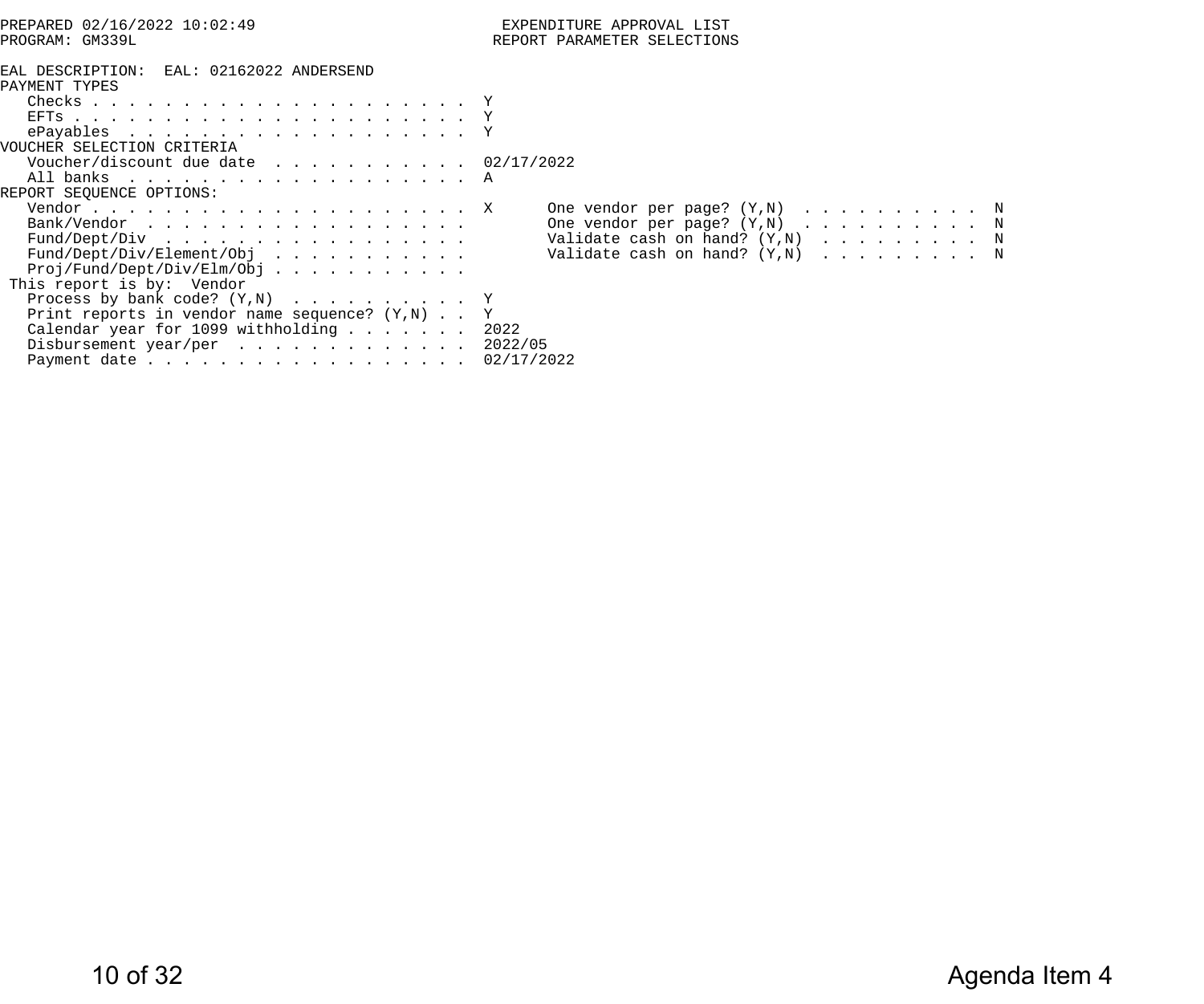PREPARED 02/16/2022 10:02:49
PROGRAM: GM339L

# EXPENDITURE APPROVAL LIST
## REPORT PARAMETER SELECTIONS

EAL DESCRIPTION: EAL: 02162022 ANDERSEND

PAYMENT TYPES

```
   Checks . . . . . . . . . . . . . . . . . . . . .  Y
   EFTs . . . . . . . . . . . . . . . . . . . . . .  Y
   ePayables  . . . . . . . . . . . . . . . . . . .  Y
VOUCHER SELECTION CRITERIA
   Voucher/discount due date  . . . . . . . . . . .  02/17/2022
   All banks  . . . . . . . . . . . . . . . . . . .  A
REPORT SEQUENCE OPTIONS:
   Vendor . . . . . . . . . . . . . . . . . . . . .  X      One vendor per page? (Y,N)  . . . . . . . . . .  N
   Bank/Vendor  . . . . . . . . . . . . . . . . . .         One vendor per page? (Y,N)  . . . . . . . . . .  N
   Fund/Dept/Div  . . . . . . . . . . . . . . . . .         Validate cash on hand? (Y,N)  . . . . . . . . .  N
   Fund/Dept/Div/Element/Obj  . . . . . . . . . . .         Validate cash on hand? (Y,N)  . . . . . . . . .  N
   Proj/Fund/Dept/Div/Elm/Obj . . . . . . . . . . .
 This report is by:  Vendor
   Process by bank code? (Y,N)  . . . . . . . . . .  Y
   Print reports in vendor name sequence? (Y,N) . .  Y
   Calendar year for 1099 withholding . . . . . . .  2022
   Disbursement year/per  . . . . . . . . . . . . .  2022/05
   Payment date . . . . . . . . . . . . . . . . . .  02/17/2022
```

Agenda Item 4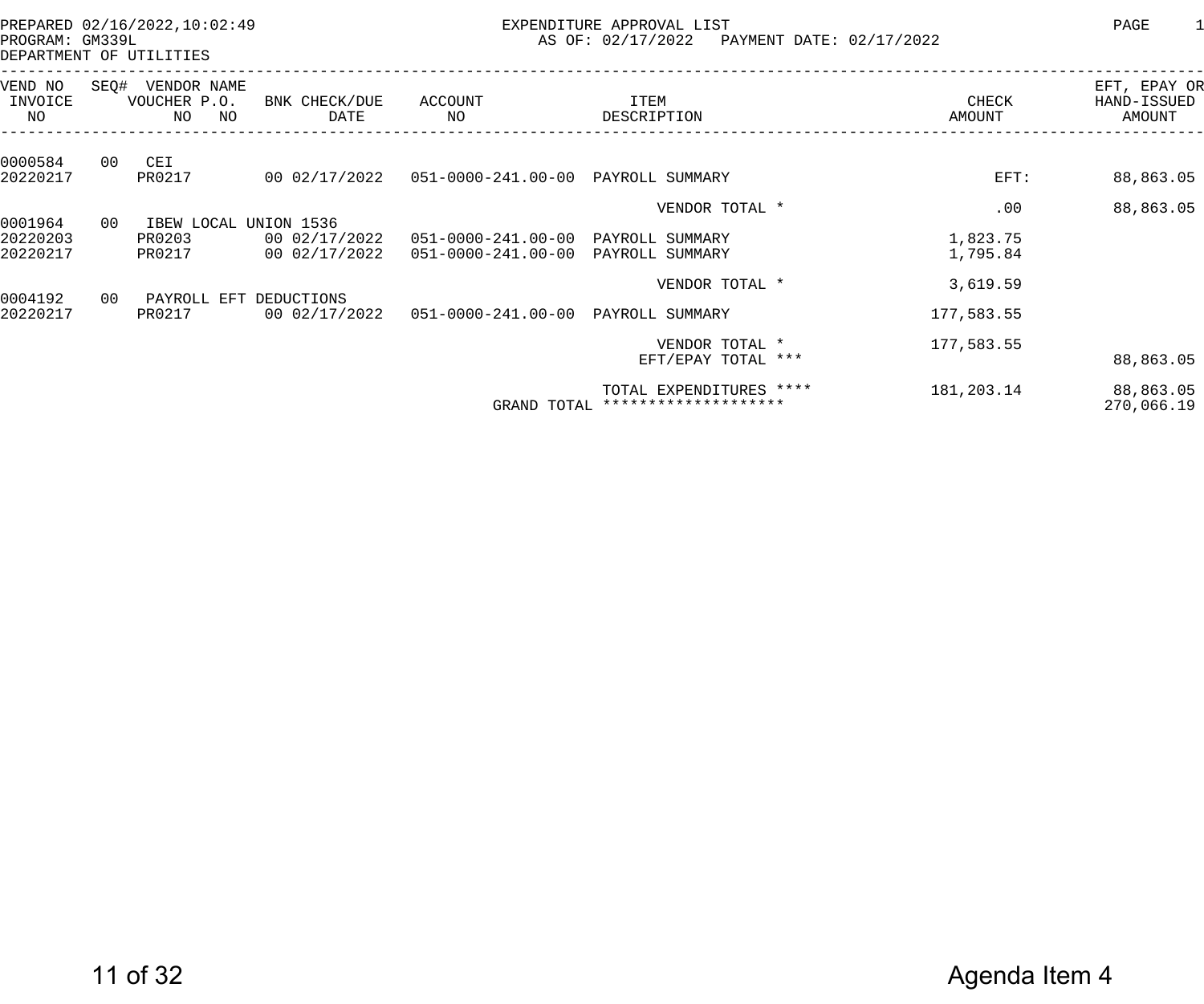PREPARED 02/16/2022,10:02:49
PROGRAM: GM339L
DEPARTMENT OF UTILITIES

EXPENDITURE APPROVAL LIST
AS OF: 02/17/2022 PAYMENT DATE: 02/17/2022

PAGE 1

| VEND NO / INVOICE NO | SEQ# | VENDOR NAME / VOUCHER NO | P.O. NO | BNK CHECK/DUE DATE | ACCOUNT NO | ITEM DESCRIPTION | CHECK AMOUNT | EFT, EPAY OR HAND-ISSUED AMOUNT |
|---|---|---|---|---|---|---|---|---|
| 0000584 | 00 | CEI | | | | | | |
| 20220217 | | PR0217 | | 00 02/17/2022 | 051-0000-241.00-00 | PAYROLL SUMMARY | EFT: | 88,863.05 |
| | | | | | | VENDOR TOTAL * | .00 | 88,863.05 |
| 0001964 | 00 | IBEW LOCAL UNION 1536 | | | | | | |
| 20220203 | | PR0203 | | 00 02/17/2022 | 051-0000-241.00-00 | PAYROLL SUMMARY | 1,823.75 | |
| 20220217 | | PR0217 | | 00 02/17/2022 | 051-0000-241.00-00 | PAYROLL SUMMARY | 1,795.84 | |
| | | | | | | VENDOR TOTAL * | 3,619.59 | |
| 0004192 | 00 | PAYROLL EFT DEDUCTIONS | | | | | | |
| 20220217 | | PR0217 | | 00 02/17/2022 | 051-0000-241.00-00 | PAYROLL SUMMARY | 177,583.55 | |
| | | | | | | VENDOR TOTAL * | 177,583.55 | |
| | | | | | | EFT/EPAY TOTAL *** | | 88,863.05 |
| | | | | | | TOTAL EXPENDITURES **** | 181,203.14 | 88,863.05 |
| | | | | | | GRAND TOTAL ******************** | | 270,066.19 |

Agenda Item 4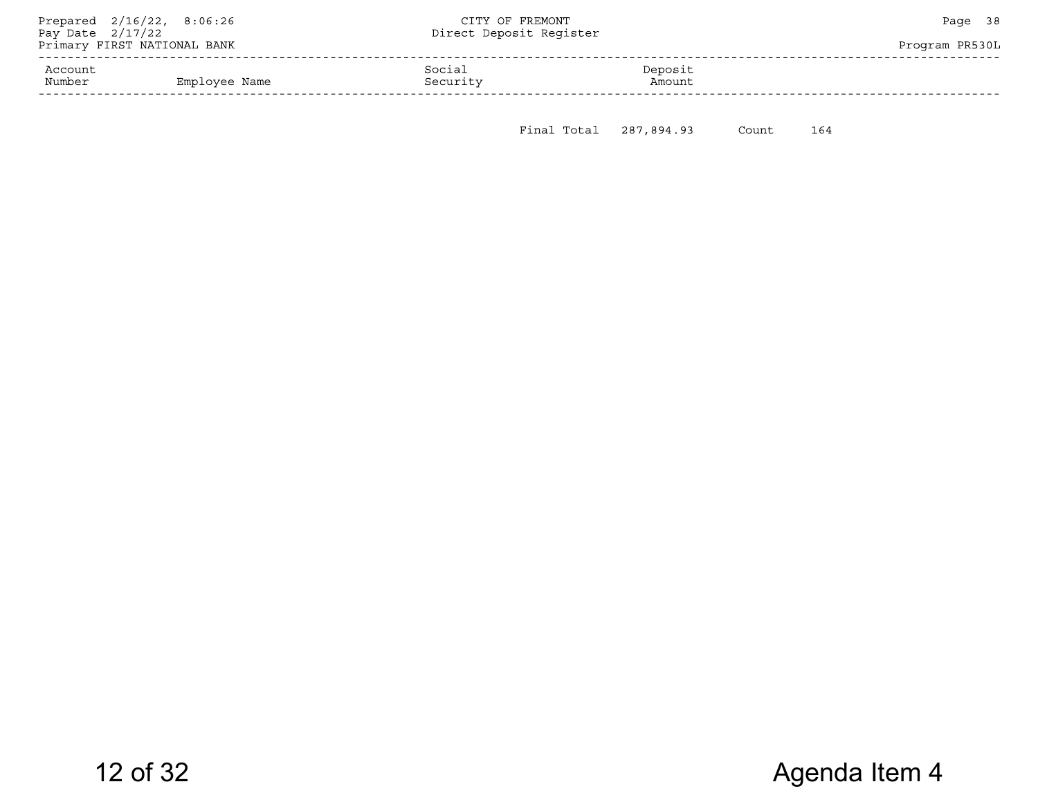Prepared 2/16/22, 8:06:26
Pay Date 2/17/22
Primary FIRST NATIONAL BANK

CITY OF FREMONT
Direct Deposit Register

Program PR530L

| Account Number | Employee Name | Social Security | Deposit Amount | | |
|---|---|---|---|---|---|
| | | Final Total | 287,894.93 | Count | 164 |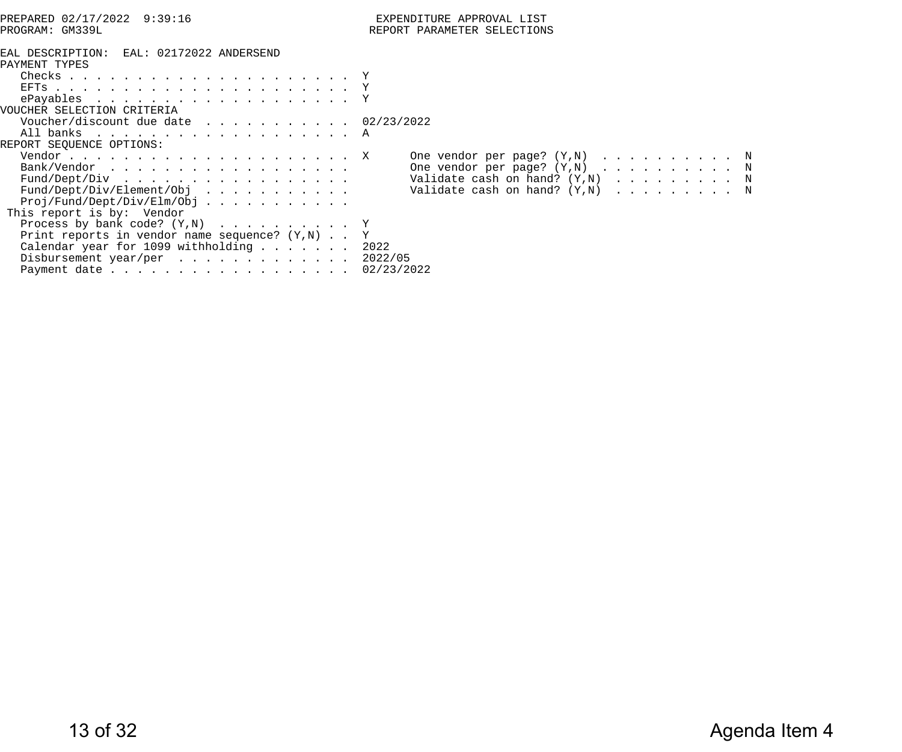```
PREPARED 02/17/2022  9:39:16                        EXPENDITURE APPROVAL LIST
PROGRAM: GM339L                                    REPORT PARAMETER SELECTIONS

EAL DESCRIPTION:  EAL: 02172022 ANDERSEND
PAYMENT TYPES
   Checks . . . . . . . . . . . . . . . . . . . . .  Y
   EFTs . . . . . . . . . . . . . . . . . . . . . .  Y
   ePayables  . . . . . . . . . . . . . . . . . . .  Y
VOUCHER SELECTION CRITERIA
   Voucher/discount due date  . . . . . . . . . . .  02/23/2022
   All banks  . . . . . . . . . . . . . . . . . . .  A
REPORT SEQUENCE OPTIONS:
   Vendor . . . . . . . . . . . . . . . . . . . . .  X      One vendor per page? (Y,N)  . . . . . . . . . .  N
   Bank/Vendor  . . . . . . . . . . . . . . . . . .         One vendor per page? (Y,N)  . . . . . . . . . .  N
   Fund/Dept/Div  . . . . . . . . . . . . . . . . .         Validate cash on hand? (Y,N)  . . . . . . . . .  N
   Fund/Dept/Div/Element/Obj  . . . . . . . . . . .         Validate cash on hand? (Y,N)  . . . . . . . . .  N
   Proj/Fund/Dept/Div/Elm/Obj . . . . . . . . . . .
 This report is by:  Vendor
   Process by bank code? (Y,N)  . . . . . . . . . .  Y
   Print reports in vendor name sequence? (Y,N) . .  Y
   Calendar year for 1099 withholding . . . . . . .  2022
   Disbursement year/per  . . . . . . . . . . . . .  2022/05
   Payment date . . . . . . . . . . . . . . . . . .  02/23/2022
```

Agenda Item 4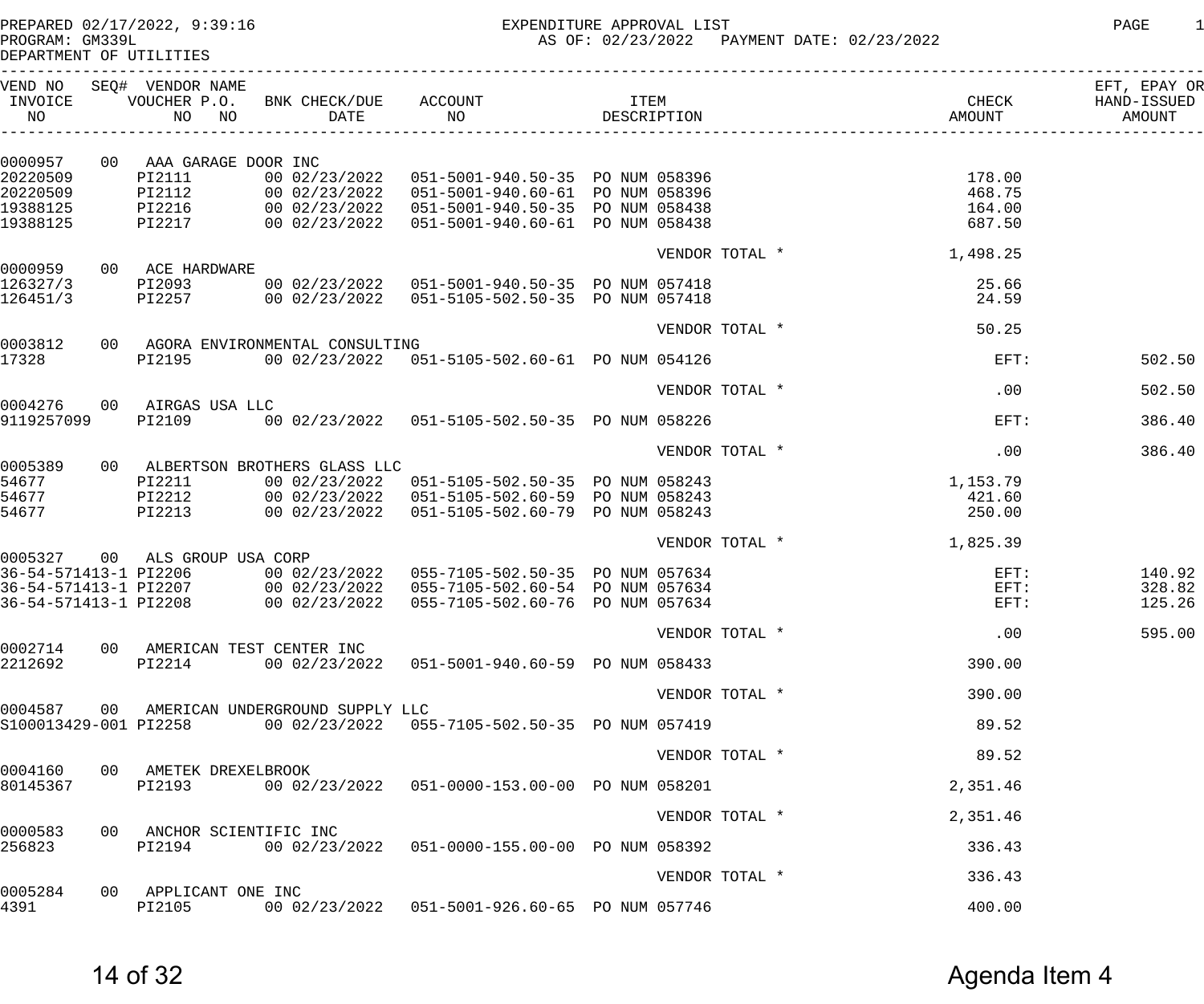PREPARED 02/17/2022, 9:39:16
PROGRAM: GM339L
DEPARTMENT OF UTILITIES

EXPENDITURE APPROVAL LIST
AS OF: 02/23/2022 PAYMENT DATE: 02/23/2022

| VEND NO / INVOICE NO | SEQ# / VOUCHER NO | VENDOR NAME / P.O. NO | BNK CHECK/DUE DATE | ACCOUNT NO | ITEM DESCRIPTION | CHECK AMOUNT | EFT, EPAY OR HAND-ISSUED AMOUNT |
|---|---|---|---|---|---|---|---|
| 0000957 | 00 | AAA GARAGE DOOR INC | | | | | |
| 20220509 | PI2111 | | 00 02/23/2022 | 051-5001-940.50-35 | PO NUM 058396 | 178.00 | |
| 20220509 | PI2112 | | 00 02/23/2022 | 051-5001-940.60-61 | PO NUM 058396 | 468.75 | |
| 19388125 | PI2216 | | 00 02/23/2022 | 051-5001-940.50-35 | PO NUM 058438 | 164.00 | |
| 19388125 | PI2217 | | 00 02/23/2022 | 051-5001-940.60-61 | PO NUM 058438 | 687.50 | |
| | | | | | VENDOR TOTAL * | 1,498.25 | |
| 0000959 | 00 | ACE HARDWARE | | | | | |
| 126327/3 | PI2093 | | 00 02/23/2022 | 051-5001-940.50-35 | PO NUM 057418 | 25.66 | |
| 126451/3 | PI2257 | | 00 02/23/2022 | 051-5105-502.50-35 | PO NUM 057418 | 24.59 | |
| | | | | | VENDOR TOTAL * | 50.25 | |
| 0003812 | 00 | AGORA ENVIRONMENTAL CONSULTING | | | | | |
| 17328 | PI2195 | | 00 02/23/2022 | 051-5105-502.60-61 | PO NUM 054126 | EFT: | 502.50 |
| | | | | | VENDOR TOTAL * | .00 | 502.50 |
| 0004276 | 00 | AIRGAS USA LLC | | | | | |
| 9119257099 | PI2109 | | 00 02/23/2022 | 051-5105-502.50-35 | PO NUM 058226 | EFT: | 386.40 |
| | | | | | VENDOR TOTAL * | .00 | 386.40 |
| 0005389 | 00 | ALBERTSON BROTHERS GLASS LLC | | | | | |
| 54677 | PI2211 | | 00 02/23/2022 | 051-5105-502.50-35 | PO NUM 058243 | 1,153.79 | |
| 54677 | PI2212 | | 00 02/23/2022 | 051-5105-502.60-59 | PO NUM 058243 | 421.60 | |
| 54677 | PI2213 | | 00 02/23/2022 | 051-5105-502.60-79 | PO NUM 058243 | 250.00 | |
| | | | | | VENDOR TOTAL * | 1,825.39 | |
| 0005327 | 00 | ALS GROUP USA CORP | | | | | |
| 36-54-571413-1 | PI2206 | | 00 02/23/2022 | 055-7105-502.50-35 | PO NUM 057634 | EFT: | 140.92 |
| 36-54-571413-1 | PI2207 | | 00 02/23/2022 | 055-7105-502.60-54 | PO NUM 057634 | EFT: | 328.82 |
| 36-54-571413-1 | PI2208 | | 00 02/23/2022 | 055-7105-502.60-76 | PO NUM 057634 | EFT: | 125.26 |
| | | | | | VENDOR TOTAL * | .00 | 595.00 |
| 0002714 | 00 | AMERICAN TEST CENTER INC | | | | | |
| 2212692 | PI2214 | | 00 02/23/2022 | 051-5001-940.60-59 | PO NUM 058433 | 390.00 | |
| | | | | | VENDOR TOTAL * | 390.00 | |
| 0004587 | 00 | AMERICAN UNDERGROUND SUPPLY LLC | | | | | |
| S100013429-001 | PI2258 | | 00 02/23/2022 | 055-7105-502.50-35 | PO NUM 057419 | 89.52 | |
| | | | | | VENDOR TOTAL * | 89.52 | |
| 0004160 | 00 | AMETEK DREXELBROOK | | | | | |
| 80145367 | PI2193 | | 00 02/23/2022 | 051-0000-153.00-00 | PO NUM 058201 | 2,351.46 | |
| | | | | | VENDOR TOTAL * | 2,351.46 | |
| 0000583 | 00 | ANCHOR SCIENTIFIC INC | | | | | |
| 256823 | PI2194 | | 00 02/23/2022 | 051-0000-155.00-00 | PO NUM 058392 | 336.43 | |
| | | | | | VENDOR TOTAL * | 336.43 | |
| 0005284 | 00 | APPLICANT ONE INC | | | | | |
| 4391 | PI2105 | | 00 02/23/2022 | 051-5001-926.60-65 | PO NUM 057746 | 400.00 | |

Agenda Item 4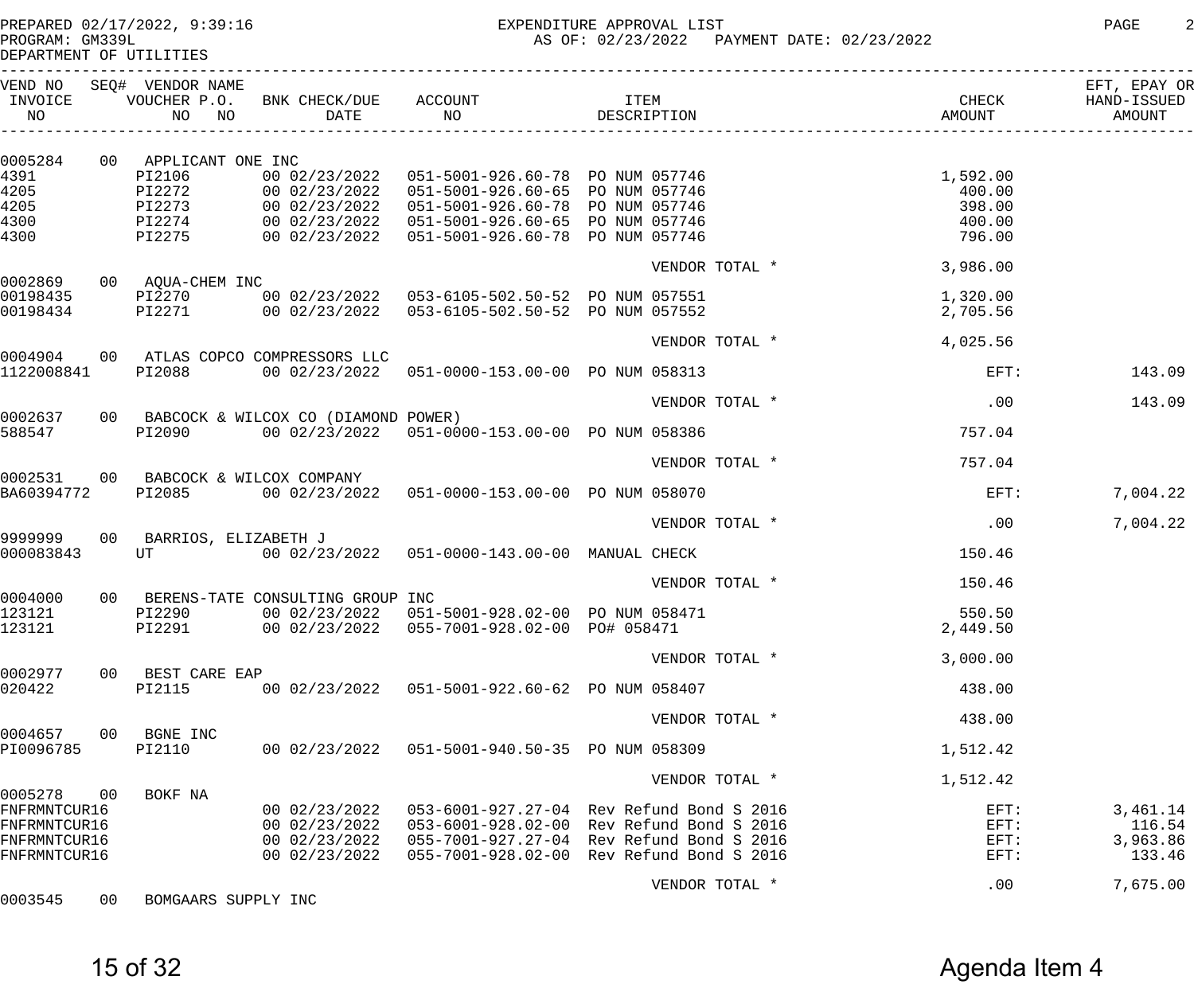PREPARED 02/17/2022, 9:39:16
PROGRAM: GM339L
DEPARTMENT OF UTILITIES

EXPENDITURE APPROVAL LIST
AS OF: 02/23/2022 PAYMENT DATE: 02/23/2022

| VEND NO / INVOICE NO | SEQ# | VENDOR NAME / VOUCHER NO | P.O. NO | BNK CHECK/DUE DATE | ACCOUNT NO | ITEM DESCRIPTION | CHECK AMOUNT | EFT, EPAY OR HAND-ISSUED AMOUNT |
|---|---|---|---|---|---|---|---|---|
| 0005284 | 00 | APPLICANT ONE INC | | | | | | |
| 4391 | | PI2106 | | 00 02/23/2022 | 051-5001-926.60-78 | PO NUM 057746 | 1,592.00 | |
| 4205 | | PI2272 | | 00 02/23/2022 | 051-5001-926.60-65 | PO NUM 057746 | 400.00 | |
| 4205 | | PI2273 | | 00 02/23/2022 | 051-5001-926.60-78 | PO NUM 057746 | 398.00 | |
| 4300 | | PI2274 | | 00 02/23/2022 | 051-5001-926.60-65 | PO NUM 057746 | 400.00 | |
| 4300 | | PI2275 | | 00 02/23/2022 | 051-5001-926.60-78 | PO NUM 057746 | 796.00 | |
| | | | | | | VENDOR TOTAL * | 3,986.00 | |
| 0002869 | 00 | AQUA-CHEM INC | | | | | | |
| 00198435 | | PI2270 | | 00 02/23/2022 | 053-6105-502.50-52 | PO NUM 057551 | 1,320.00 | |
| 00198434 | | PI2271 | | 00 02/23/2022 | 053-6105-502.50-52 | PO NUM 057552 | 2,705.56 | |
| | | | | | | VENDOR TOTAL * | 4,025.56 | |
| 0004904 | 00 | ATLAS COPCO COMPRESSORS LLC | | | | | | |
| 1122008841 | | PI2088 | | 00 02/23/2022 | 051-0000-153.00-00 | PO NUM 058313 | EFT: | 143.09 |
| | | | | | | VENDOR TOTAL * | .00 | 143.09 |
| 0002637 | 00 | BABCOCK & WILCOX CO (DIAMOND POWER) | | | | | | |
| 588547 | | PI2090 | | 00 02/23/2022 | 051-0000-153.00-00 | PO NUM 058386 | 757.04 | |
| | | | | | | VENDOR TOTAL * | 757.04 | |
| 0002531 | 00 | BABCOCK & WILCOX COMPANY | | | | | | |
| BA60394772 | | PI2085 | | 00 02/23/2022 | 051-0000-153.00-00 | PO NUM 058070 | EFT: | 7,004.22 |
| | | | | | | VENDOR TOTAL * | .00 | 7,004.22 |
| 9999999 | 00 | BARRIOS, ELIZABETH J | | | | | | |
| 000083843 | | UT | | 00 02/23/2022 | 051-0000-143.00-00 | MANUAL CHECK | 150.46 | |
| | | | | | | VENDOR TOTAL * | 150.46 | |
| 0004000 | 00 | BERENS-TATE CONSULTING GROUP INC | | | | | | |
| 123121 | | PI2290 | | 00 02/23/2022 | 051-5001-928.02-00 | PO NUM 058471 | 550.50 | |
| 123121 | | PI2291 | | 00 02/23/2022 | 055-7001-928.02-00 | PO# 058471 | 2,449.50 | |
| | | | | | | VENDOR TOTAL * | 3,000.00 | |
| 0002977 | 00 | BEST CARE EAP | | | | | | |
| 020422 | | PI2115 | | 00 02/23/2022 | 051-5001-922.60-62 | PO NUM 058407 | 438.00 | |
| | | | | | | VENDOR TOTAL * | 438.00 | |
| 0004657 | 00 | BGNE INC | | | | | | |
| PI0096785 | | PI2110 | | 00 02/23/2022 | 051-5001-940.50-35 | PO NUM 058309 | 1,512.42 | |
| | | | | | | VENDOR TOTAL * | 1,512.42 | |
| 0005278 | 00 | BOKF NA | | | | | | |
| FNFRMNTCUR16 | | | | 00 02/23/2022 | 053-6001-927.27-04 | Rev Refund Bond S 2016 | EFT: | 3,461.14 |
| FNFRMNTCUR16 | | | | 00 02/23/2022 | 053-6001-928.02-00 | Rev Refund Bond S 2016 | EFT: | 116.54 |
| FNFRMNTCUR16 | | | | 00 02/23/2022 | 055-7001-927.27-04 | Rev Refund Bond S 2016 | EFT: | 3,963.86 |
| FNFRMNTCUR16 | | | | 00 02/23/2022 | 055-7001-928.02-00 | Rev Refund Bond S 2016 | EFT: | 133.46 |
| | | | | | | VENDOR TOTAL * | .00 | 7,675.00 |
| 0003545 | 00 | BOMGAARS SUPPLY INC | | | | | | |

Agenda Item 4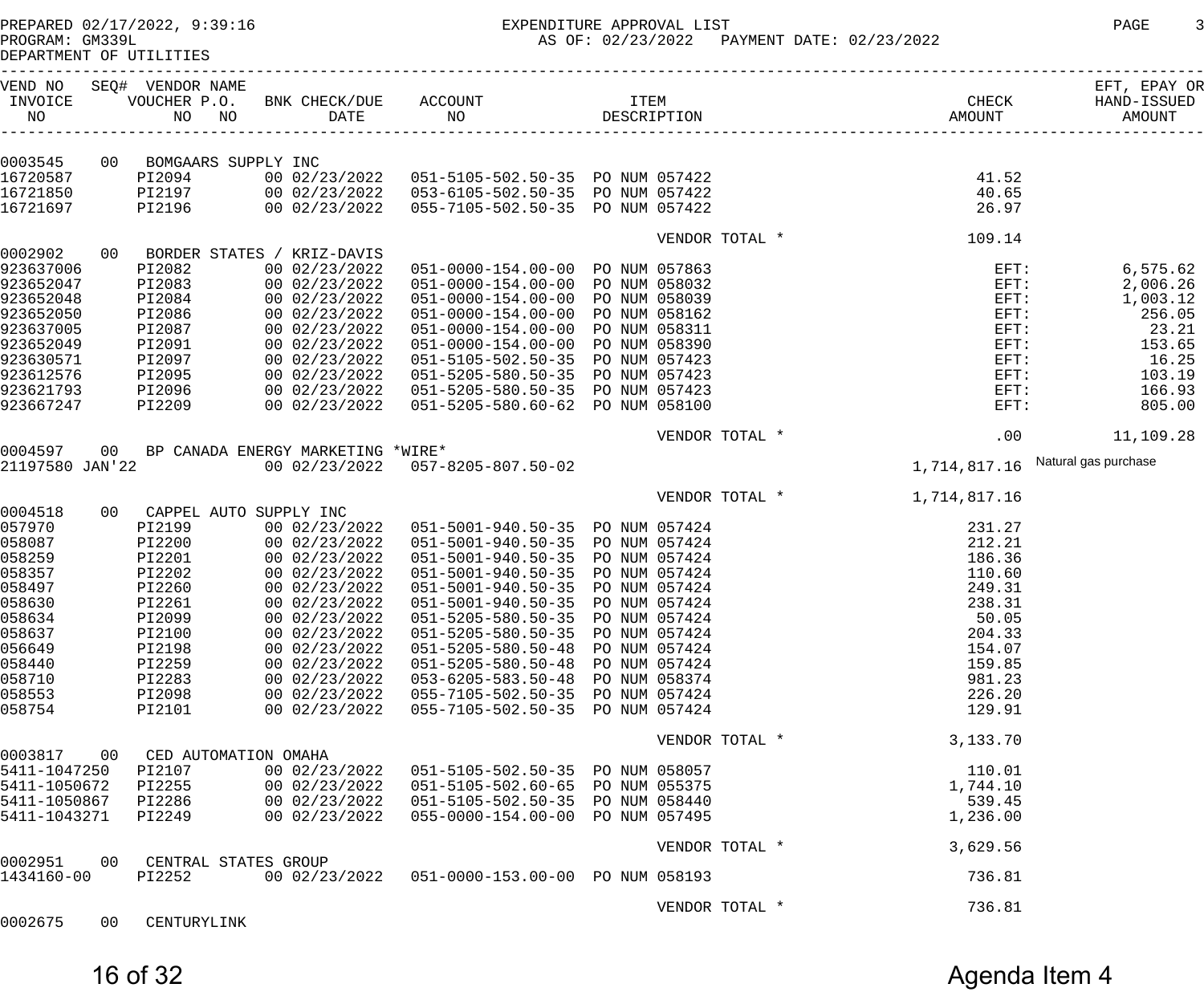PREPARED 02/17/2022, 9:39:16 EXPENDITURE APPROVAL LIST PAGE 3
PROGRAM: GM339L AS OF: 02/23/2022 PAYMENT DATE: 02/23/2022
DEPARTMENT OF UTILITIES

| VEND NO / INVOICE NO | SEQ# / VOUCHER NO | VENDOR NAME / P.O. NO | BNK CHECK/DUE DATE | ACCOUNT NO | ITEM DESCRIPTION | CHECK AMOUNT | EFT, EPAY OR HAND-ISSUED AMOUNT |
|---|---|---|---|---|---|---|---|
| 0003545 | 00 | BOMGAARS SUPPLY INC | | | | | |
| 16720587 | PI2094 | | 00 02/23/2022 | 051-5105-502.50-35 | PO NUM 057422 | 41.52 | |
| 16721850 | PI2197 | | 00 02/23/2022 | 053-6105-502.50-35 | PO NUM 057422 | 40.65 | |
| 16721697 | PI2196 | | 00 02/23/2022 | 055-7105-502.50-35 | PO NUM 057422 | 26.97 | |
| | | | | | VENDOR TOTAL * | 109.14 | |
| 0002902 | 00 | BORDER STATES / KRIZ-DAVIS | | | | | |
| 923637006 | PI2082 | | 00 02/23/2022 | 051-0000-154.00-00 | PO NUM 057863 | EFT: | 6,575.62 |
| 923652047 | PI2083 | | 00 02/23/2022 | 051-0000-154.00-00 | PO NUM 058032 | EFT: | 2,006.26 |
| 923652048 | PI2084 | | 00 02/23/2022 | 051-0000-154.00-00 | PO NUM 058039 | EFT: | 1,003.12 |
| 923652050 | PI2086 | | 00 02/23/2022 | 051-0000-154.00-00 | PO NUM 058162 | EFT: | 256.05 |
| 923637005 | PI2087 | | 00 02/23/2022 | 051-0000-154.00-00 | PO NUM 058311 | EFT: | 23.21 |
| 923652049 | PI2091 | | 00 02/23/2022 | 051-0000-154.00-00 | PO NUM 058390 | EFT: | 153.65 |
| 923630571 | PI2097 | | 00 02/23/2022 | 051-5105-502.50-35 | PO NUM 057423 | EFT: | 16.25 |
| 923612576 | PI2095 | | 00 02/23/2022 | 051-5205-580.50-35 | PO NUM 057423 | EFT: | 103.19 |
| 923621793 | PI2096 | | 00 02/23/2022 | 051-5205-580.50-35 | PO NUM 057423 | EFT: | 166.93 |
| 923667247 | PI2209 | | 00 02/23/2022 | 051-5205-580.60-62 | PO NUM 058100 | EFT: | 805.00 |
| | | | | | VENDOR TOTAL * | .00 | 11,109.28 |
| 0004597 | 00 | BP CANADA ENERGY MARKETING *WIRE* | | | | | |
| 21197580 JAN'22 | | | 00 02/23/2022 | 057-8205-807.50-02 | | 1,714,817.16 | Natural gas purchase |
| | | | | | VENDOR TOTAL * | 1,714,817.16 | |
| 0004518 | 00 | CAPPEL AUTO SUPPLY INC | | | | | |
| 057970 | PI2199 | | 00 02/23/2022 | 051-5001-940.50-35 | PO NUM 057424 | 231.27 | |
| 058087 | PI2200 | | 00 02/23/2022 | 051-5001-940.50-35 | PO NUM 057424 | 212.21 | |
| 058259 | PI2201 | | 00 02/23/2022 | 051-5001-940.50-35 | PO NUM 057424 | 186.36 | |
| 058357 | PI2202 | | 00 02/23/2022 | 051-5001-940.50-35 | PO NUM 057424 | 110.60 | |
| 058497 | PI2260 | | 00 02/23/2022 | 051-5001-940.50-35 | PO NUM 057424 | 249.31 | |
| 058630 | PI2261 | | 00 02/23/2022 | 051-5001-940.50-35 | PO NUM 057424 | 238.31 | |
| 058634 | PI2099 | | 00 02/23/2022 | 051-5205-580.50-35 | PO NUM 057424 | 50.05 | |
| 058637 | PI2100 | | 00 02/23/2022 | 051-5205-580.50-35 | PO NUM 057424 | 204.33 | |
| 056649 | PI2198 | | 00 02/23/2022 | 051-5205-580.50-48 | PO NUM 057424 | 154.07 | |
| 058440 | PI2259 | | 00 02/23/2022 | 051-5205-580.50-48 | PO NUM 057424 | 159.85 | |
| 058710 | PI2283 | | 00 02/23/2022 | 053-6205-583.50-48 | PO NUM 058374 | 981.23 | |
| 058553 | PI2098 | | 00 02/23/2022 | 055-7105-502.50-35 | PO NUM 057424 | 226.20 | |
| 058754 | PI2101 | | 00 02/23/2022 | 055-7105-502.50-35 | PO NUM 057424 | 129.91 | |
| | | | | | VENDOR TOTAL * | 3,133.70 | |
| 0003817 | 00 | CED AUTOMATION OMAHA | | | | | |
| 5411-1047250 | PI2107 | | 00 02/23/2022 | 051-5105-502.50-35 | PO NUM 058057 | 110.01 | |
| 5411-1050672 | PI2255 | | 00 02/23/2022 | 051-5105-502.60-65 | PO NUM 055375 | 1,744.10 | |
| 5411-1050867 | PI2286 | | 00 02/23/2022 | 051-5105-502.50-35 | PO NUM 058440 | 539.45 | |
| 5411-1043271 | PI2249 | | 00 02/23/2022 | 055-0000-154.00-00 | PO NUM 057495 | 1,236.00 | |
| | | | | | VENDOR TOTAL * | 3,629.56 | |
| 0002951 | 00 | CENTRAL STATES GROUP | | | | | |
| 1434160-00 | PI2252 | | 00 02/23/2022 | 051-0000-153.00-00 | PO NUM 058193 | 736.81 | |
| | | | | | VENDOR TOTAL * | 736.81 | |
| 0002675 | 00 | CENTURYLINK | | | | | |

Agenda Item 4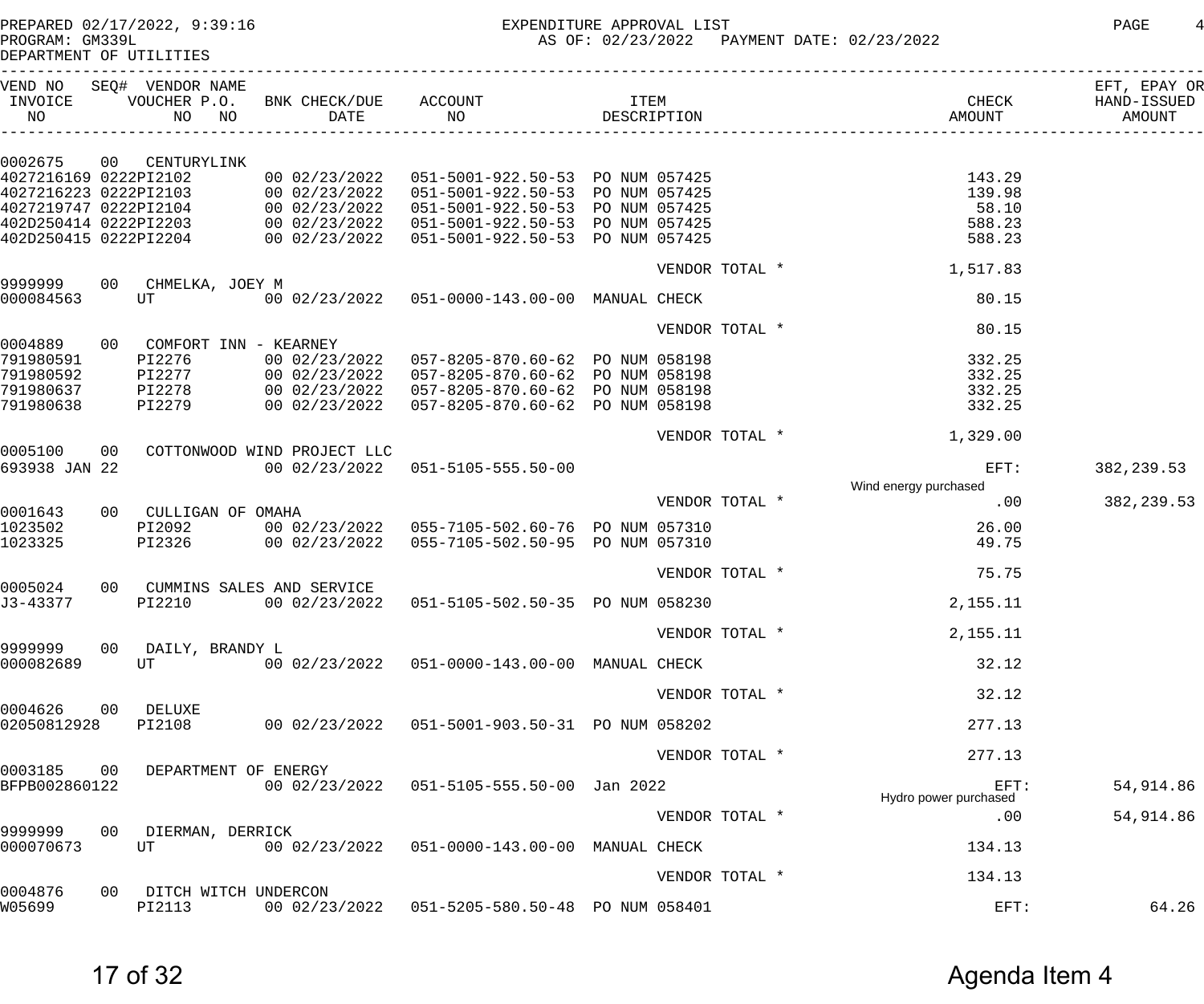PREPARED 02/17/2022, 9:39:16 EXPENDITURE APPROVAL LIST
PROGRAM: GM339L AS OF: 02/23/2022 PAYMENT DATE: 02/23/2022
DEPARTMENT OF UTILITIES

| VEND NO / INVOICE NO | SEQ# / VOUCHER NO | VENDOR NAME / P.O. NO | BNK CHECK/DUE DATE | ACCOUNT NO | ITEM DESCRIPTION | CHECK AMOUNT | EFT, EPAY OR HAND-ISSUED AMOUNT |
|---|---|---|---|---|---|---|---|
| 0002675 | 00 | CENTURYLINK | | | | | |
| 4027216169 | 0222PI2102 | | 00 02/23/2022 | 051-5001-922.50-53 | PO NUM 057425 | 143.29 | |
| 4027216223 | 0222PI2103 | | 00 02/23/2022 | 051-5001-922.50-53 | PO NUM 057425 | 139.98 | |
| 4027219747 | 0222PI2104 | | 00 02/23/2022 | 051-5001-922.50-53 | PO NUM 057425 | 58.10 | |
| 402D250414 | 0222PI2203 | | 00 02/23/2022 | 051-5001-922.50-53 | PO NUM 057425 | 588.23 | |
| 402D250415 | 0222PI2204 | | 00 02/23/2022 | 051-5001-922.50-53 | PO NUM 057425 | 588.23 | |
| | | | | | VENDOR TOTAL * | 1,517.83 | |
| 9999999 | 00 | CHMELKA, JOEY M | | | | | |
| 000084563 | UT | | 00 02/23/2022 | 051-0000-143.00-00 | MANUAL CHECK | 80.15 | |
| | | | | | VENDOR TOTAL * | 80.15 | |
| 0004889 | 00 | COMFORT INN - KEARNEY | | | | | |
| 791980591 | PI2276 | | 00 02/23/2022 | 057-8205-870.60-62 | PO NUM 058198 | 332.25 | |
| 791980592 | PI2277 | | 00 02/23/2022 | 057-8205-870.60-62 | PO NUM 058198 | 332.25 | |
| 791980637 | PI2278 | | 00 02/23/2022 | 057-8205-870.60-62 | PO NUM 058198 | 332.25 | |
| 791980638 | PI2279 | | 00 02/23/2022 | 057-8205-870.60-62 | PO NUM 058198 | 332.25 | |
| | | | | | VENDOR TOTAL * | 1,329.00 | |
| 0005100 | 00 | COTTONWOOD WIND PROJECT LLC | | | | | |
| 693938 JAN 22 | | | 00 02/23/2022 | 051-5105-555.50-00 | | EFT: Wind energy purchased | 382,239.53 |
| | | | | | VENDOR TOTAL * | .00 | 382,239.53 |
| 0001643 | 00 | CULLIGAN OF OMAHA | | | | | |
| 1023502 | PI2092 | | 00 02/23/2022 | 055-7105-502.60-76 | PO NUM 057310 | 26.00 | |
| 1023325 | PI2326 | | 00 02/23/2022 | 055-7105-502.50-95 | PO NUM 057310 | 49.75 | |
| | | | | | VENDOR TOTAL * | 75.75 | |
| 0005024 | 00 | CUMMINS SALES AND SERVICE | | | | | |
| J3-43377 | PI2210 | | 00 02/23/2022 | 051-5105-502.50-35 | PO NUM 058230 | 2,155.11 | |
| | | | | | VENDOR TOTAL * | 2,155.11 | |
| 9999999 | 00 | DAILY, BRANDY L | | | | | |
| 000082689 | UT | | 00 02/23/2022 | 051-0000-143.00-00 | MANUAL CHECK | 32.12 | |
| | | | | | VENDOR TOTAL * | 32.12 | |
| 0004626 | 00 | DELUXE | | | | | |
| 02050812928 | PI2108 | | 00 02/23/2022 | 051-5001-903.50-31 | PO NUM 058202 | 277.13 | |
| | | | | | VENDOR TOTAL * | 277.13 | |
| 0003185 | 00 | DEPARTMENT OF ENERGY | | | | | |
| BFPB002860122 | | | 00 02/23/2022 | 051-5105-555.50-00 | Jan 2022 | EFT: Hydro power purchased | 54,914.86 |
| | | | | | VENDOR TOTAL * | .00 | 54,914.86 |
| 9999999 | 00 | DIERMAN, DERRICK | | | | | |
| 000070673 | UT | | 00 02/23/2022 | 051-0000-143.00-00 | MANUAL CHECK | 134.13 | |
| | | | | | VENDOR TOTAL * | 134.13 | |
| 0004876 | 00 | DITCH WITCH UNDERCON | | | | | |
| W05699 | PI2113 | | 00 02/23/2022 | 051-5205-580.50-48 | PO NUM 058401 | EFT: | 64.26 |

Agenda Item 4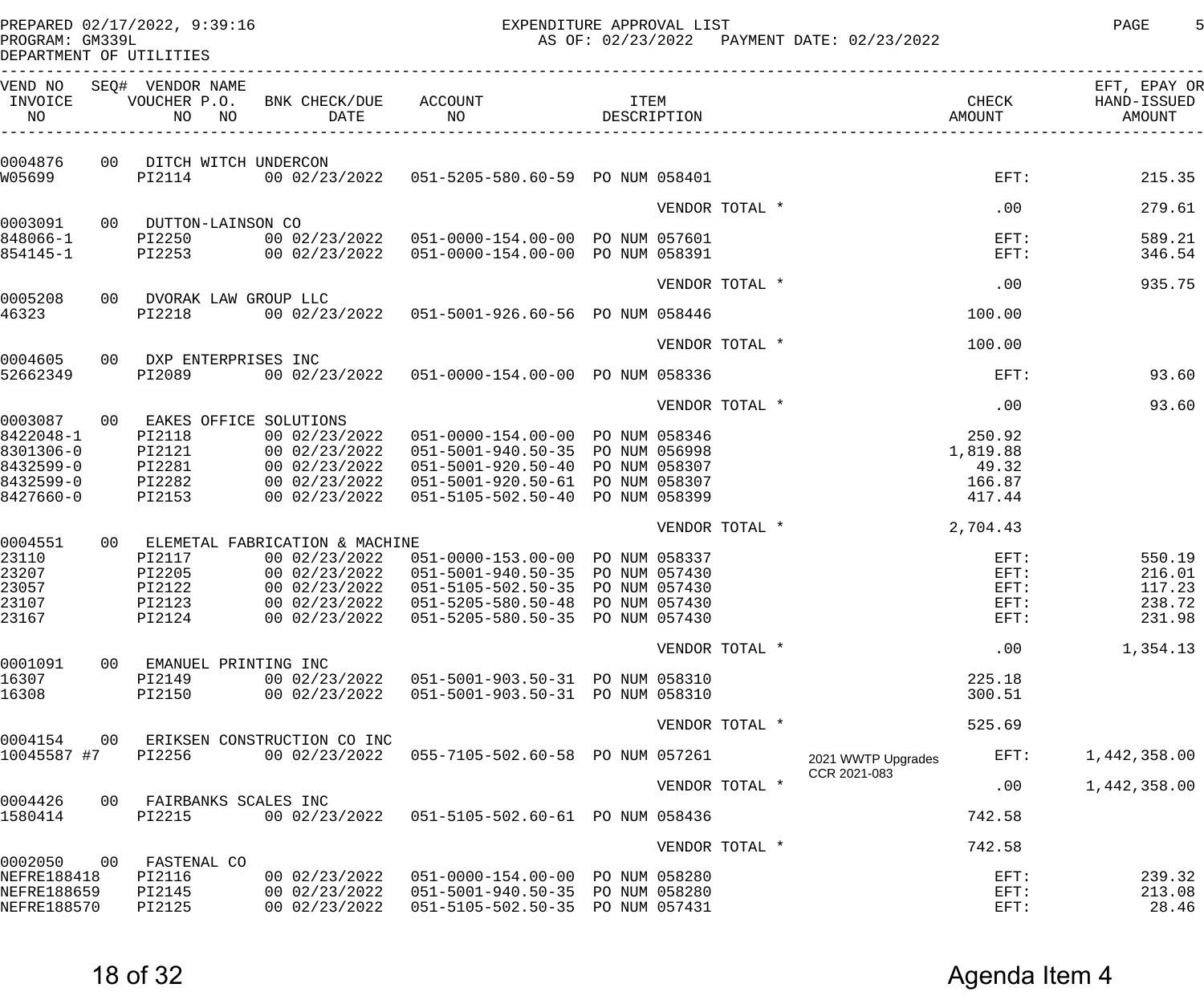PREPARED 02/17/2022, 9:39:16 EXPENDITURE APPROVAL LIST PAGE 5
PROGRAM: GM339L AS OF: 02/23/2022 PAYMENT DATE: 02/23/2022
DEPARTMENT OF UTILITIES

| VEND NO / INVOICE NO | SEQ# | VENDOR NAME / VOUCHER NO | P.O. NO | BNK CHECK/DUE DATE | ACCOUNT NO | ITEM DESCRIPTION | | CHECK AMOUNT | EFT, EPAY OR HAND-ISSUED AMOUNT |
|---|---|---|---|---|---|---|---|---|---|
| 0004876 | 00 | DITCH WITCH UNDERCON | | | | | | | |
| W05699 | | PI2114 | | 00 02/23/2022 | 051-5205-580.60-59 | PO NUM 058401 | | EFT: | 215.35 |
| | | | | | | VENDOR TOTAL * | | .00 | 279.61 |
| 0003091 | 00 | DUTTON-LAINSON CO | | | | | | | |
| 848066-1 | | PI2250 | | 00 02/23/2022 | 051-0000-154.00-00 | PO NUM 057601 | | EFT: | 589.21 |
| 854145-1 | | PI2253 | | 00 02/23/2022 | 051-0000-154.00-00 | PO NUM 058391 | | EFT: | 346.54 |
| | | | | | | VENDOR TOTAL * | | .00 | 935.75 |
| 0005208 | 00 | DVORAK LAW GROUP LLC | | | | | | | |
| 46323 | | PI2218 | | 00 02/23/2022 | 051-5001-926.60-56 | PO NUM 058446 | | 100.00 | |
| | | | | | | VENDOR TOTAL * | | 100.00 | |
| 0004605 | 00 | DXP ENTERPRISES INC | | | | | | | |
| 52662349 | | PI2089 | | 00 02/23/2022 | 051-0000-154.00-00 | PO NUM 058336 | | EFT: | 93.60 |
| | | | | | | VENDOR TOTAL * | | .00 | 93.60 |
| 0003087 | 00 | EAKES OFFICE SOLUTIONS | | | | | | | |
| 8422048-1 | | PI2118 | | 00 02/23/2022 | 051-0000-154.00-00 | PO NUM 058346 | | 250.92 | |
| 8301306-0 | | PI2121 | | 00 02/23/2022 | 051-5001-940.50-35 | PO NUM 056998 | | 1,819.88 | |
| 8432599-0 | | PI2281 | | 00 02/23/2022 | 051-5001-920.50-40 | PO NUM 058307 | | 49.32 | |
| 8432599-0 | | PI2282 | | 00 02/23/2022 | 051-5001-920.50-61 | PO NUM 058307 | | 166.87 | |
| 8427660-0 | | PI2153 | | 00 02/23/2022 | 051-5105-502.50-40 | PO NUM 058399 | | 417.44 | |
| | | | | | | VENDOR TOTAL * | | 2,704.43 | |
| 0004551 | 00 | ELEMETAL FABRICATION & MACHINE | | | | | | | |
| 23110 | | PI2117 | | 00 02/23/2022 | 051-0000-153.00-00 | PO NUM 058337 | | EFT: | 550.19 |
| 23207 | | PI2205 | | 00 02/23/2022 | 051-5001-940.50-35 | PO NUM 057430 | | EFT: | 216.01 |
| 23057 | | PI2122 | | 00 02/23/2022 | 051-5105-502.50-35 | PO NUM 057430 | | EFT: | 117.23 |
| 23107 | | PI2123 | | 00 02/23/2022 | 051-5205-580.50-48 | PO NUM 057430 | | EFT: | 238.72 |
| 23167 | | PI2124 | | 00 02/23/2022 | 051-5205-580.50-35 | PO NUM 057430 | | EFT: | 231.98 |
| | | | | | | VENDOR TOTAL * | | .00 | 1,354.13 |
| 0001091 | 00 | EMANUEL PRINTING INC | | | | | | | |
| 16307 | | PI2149 | | 00 02/23/2022 | 051-5001-903.50-31 | PO NUM 058310 | | 225.18 | |
| 16308 | | PI2150 | | 00 02/23/2022 | 051-5001-903.50-31 | PO NUM 058310 | | 300.51 | |
| | | | | | | VENDOR TOTAL * | | 525.69 | |
| 0004154 | 00 | ERIKSEN CONSTRUCTION CO INC | | | | | | | |
| 10045587 #7 | | PI2256 | | 00 02/23/2022 | 055-7105-502.60-58 | PO NUM 057261 | 2021 WWTP Upgrades CCR 2021-083 | EFT: | 1,442,358.00 |
| | | | | | | VENDOR TOTAL * | | .00 | 1,442,358.00 |
| 0004426 | 00 | FAIRBANKS SCALES INC | | | | | | | |
| 1580414 | | PI2215 | | 00 02/23/2022 | 051-5105-502.60-61 | PO NUM 058436 | | 742.58 | |
| | | | | | | VENDOR TOTAL * | | 742.58 | |
| 0002050 | 00 | FASTENAL CO | | | | | | | |
| NEFRE188418 | | PI2116 | | 00 02/23/2022 | 051-0000-154.00-00 | PO NUM 058280 | | EFT: | 239.32 |
| NEFRE188659 | | PI2145 | | 00 02/23/2022 | 051-5001-940.50-35 | PO NUM 058280 | | EFT: | 213.08 |
| NEFRE188570 | | PI2125 | | 00 02/23/2022 | 051-5105-502.50-35 | PO NUM 057431 | | EFT: | 28.46 |

Agenda Item 4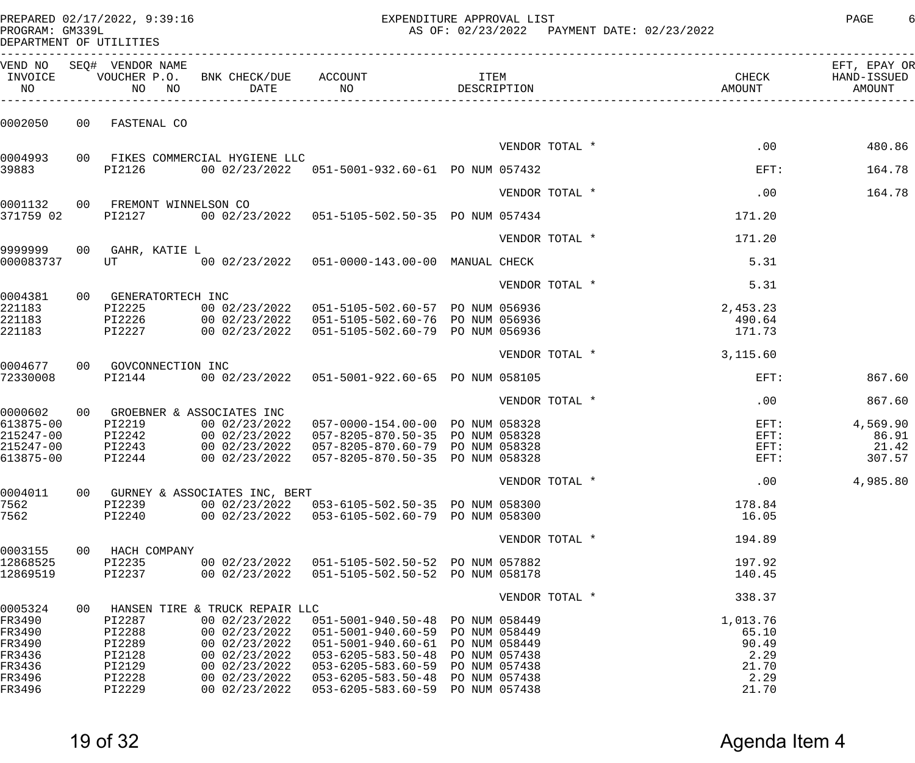PREPARED 02/17/2022, 9:39:16 — EXPENDITURE APPROVAL LIST — PAGE 6
PROGRAM: GM339L — AS OF: 02/23/2022 PAYMENT DATE: 02/23/2022
DEPARTMENT OF UTILITIES

| VEND NO / INVOICE NO | SEQ# | VENDOR NAME / VOUCHER NO | P.O. NO | BNK CHECK/DUE DATE | ACCOUNT NO | ITEM DESCRIPTION | CHECK AMOUNT | EFT, EPAY OR HAND-ISSUED AMOUNT |
|---|---|---|---|---|---|---|---|---|
| 0002050 | 00 | FASTENAL CO | | | | | | |
| | | | | | | VENDOR TOTAL * | .00 | 480.86 |
| 0004993 | 00 | FIKES COMMERCIAL HYGIENE LLC | | | | | | |
| 39883 | | PI2126 | | 00 02/23/2022 | 051-5001-932.60-61 | PO NUM 057432 | EFT: | 164.78 |
| | | | | | | VENDOR TOTAL * | .00 | 164.78 |
| 0001132 | 00 | FREMONT WINNELSON CO | | | | | | |
| 371759 02 | | PI2127 | | 00 02/23/2022 | 051-5105-502.50-35 | PO NUM 057434 | 171.20 | |
| | | | | | | VENDOR TOTAL * | 171.20 | |
| 9999999 | 00 | GAHR, KATIE L | | | | | | |
| 000083737 | | UT | | 00 02/23/2022 | 051-0000-143.00-00 | MANUAL CHECK | 5.31 | |
| | | | | | | VENDOR TOTAL * | 5.31 | |
| 0004381 | 00 | GENERATORTECH INC | | | | | | |
| 221183 | | PI2225 | | 00 02/23/2022 | 051-5105-502.60-57 | PO NUM 056936 | 2,453.23 | |
| 221183 | | PI2226 | | 00 02/23/2022 | 051-5105-502.60-76 | PO NUM 056936 | 490.64 | |
| 221183 | | PI2227 | | 00 02/23/2022 | 051-5105-502.60-79 | PO NUM 056936 | 171.73 | |
| | | | | | | VENDOR TOTAL * | 3,115.60 | |
| 0004677 | 00 | GOVCONNECTION INC | | | | | | |
| 72330008 | | PI2144 | | 00 02/23/2022 | 051-5001-922.60-65 | PO NUM 058105 | EFT: | 867.60 |
| | | | | | | VENDOR TOTAL * | .00 | 867.60 |
| 0000602 | 00 | GROEBNER & ASSOCIATES INC | | | | | | |
| 613875-00 | | PI2219 | | 00 02/23/2022 | 057-0000-154.00-00 | PO NUM 058328 | EFT: | 4,569.90 |
| 215247-00 | | PI2242 | | 00 02/23/2022 | 057-8205-870.50-35 | PO NUM 058328 | EFT: | 86.91 |
| 215247-00 | | PI2243 | | 00 02/23/2022 | 057-8205-870.60-79 | PO NUM 058328 | EFT: | 21.42 |
| 613875-00 | | PI2244 | | 00 02/23/2022 | 057-8205-870.50-35 | PO NUM 058328 | EFT: | 307.57 |
| | | | | | | VENDOR TOTAL * | .00 | 4,985.80 |
| 0004011 | 00 | GURNEY & ASSOCIATES INC, BERT | | | | | | |
| 7562 | | PI2239 | | 00 02/23/2022 | 053-6105-502.50-35 | PO NUM 058300 | 178.84 | |
| 7562 | | PI2240 | | 00 02/23/2022 | 053-6105-502.60-79 | PO NUM 058300 | 16.05 | |
| | | | | | | VENDOR TOTAL * | 194.89 | |
| 0003155 | 00 | HACH COMPANY | | | | | | |
| 12868525 | | PI2235 | | 00 02/23/2022 | 051-5105-502.50-52 | PO NUM 057882 | 197.92 | |
| 12869519 | | PI2237 | | 00 02/23/2022 | 051-5105-502.50-52 | PO NUM 058178 | 140.45 | |
| | | | | | | VENDOR TOTAL * | 338.37 | |
| 0005324 | 00 | HANSEN TIRE & TRUCK REPAIR LLC | | | | | | |
| FR3490 | | PI2287 | | 00 02/23/2022 | 051-5001-940.50-48 | PO NUM 058449 | 1,013.76 | |
| FR3490 | | PI2288 | | 00 02/23/2022 | 051-5001-940.60-59 | PO NUM 058449 | 65.10 | |
| FR3490 | | PI2289 | | 00 02/23/2022 | 051-5001-940.60-61 | PO NUM 058449 | 90.49 | |
| FR3436 | | PI2128 | | 00 02/23/2022 | 053-6205-583.50-48 | PO NUM 057438 | 2.29 | |
| FR3436 | | PI2129 | | 00 02/23/2022 | 053-6205-583.60-59 | PO NUM 057438 | 21.70 | |
| FR3496 | | PI2228 | | 00 02/23/2022 | 053-6205-583.50-48 | PO NUM 057438 | 2.29 | |
| FR3496 | | PI2229 | | 00 02/23/2022 | 053-6205-583.60-59 | PO NUM 057438 | 21.70 | |

Agenda Item 4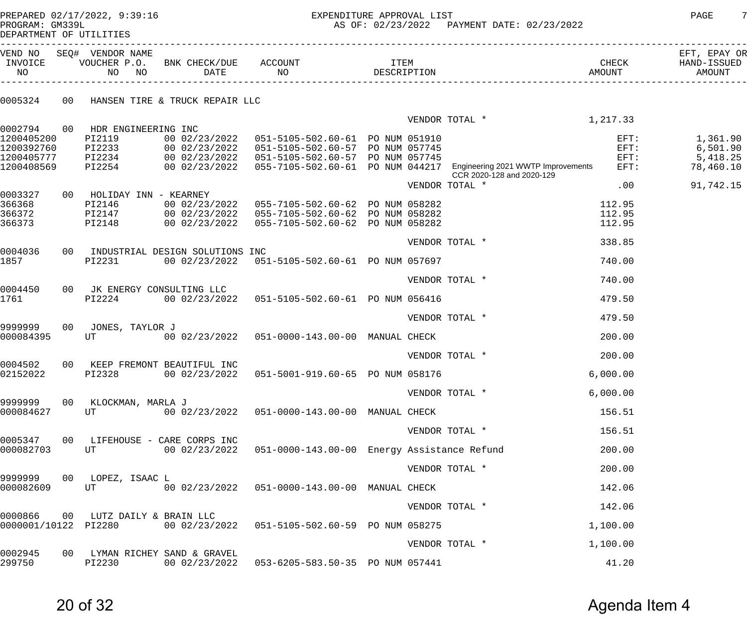PREPARED 02/17/2022, 9:39:16 EXPENDITURE APPROVAL LIST
PROGRAM: GM339L AS OF: 02/23/2022 PAYMENT DATE: 02/23/2022
DEPARTMENT OF UTILITIES

| VEND NO / INVOICE NO | SEQ# / VOUCHER NO | VENDOR NAME / P.O. NO | BNK CHECK/DUE DATE | ACCOUNT NO | ITEM DESCRIPTION | CHECK AMOUNT | EFT, EPAY OR HAND-ISSUED AMOUNT |
|---|---|---|---|---|---|---|---|
| 0005324 | 00 | HANSEN TIRE & TRUCK REPAIR LLC | | | | | |
| | | | | | VENDOR TOTAL * | 1,217.33 | |
| 0002794 | 00 | HDR ENGINEERING INC | | | | | |
| 1200405200 | PI2119 | | 00 02/23/2022 | 051-5105-502.60-61 | PO NUM 051910 | EFT: | 1,361.90 |
| 1200392760 | PI2233 | | 00 02/23/2022 | 051-5105-502.60-57 | PO NUM 057745 | EFT: | 6,501.90 |
| 1200405777 | PI2234 | | 00 02/23/2022 | 051-5105-502.60-57 | PO NUM 057745 | EFT: | 5,418.25 |
| 1200408569 | PI2254 | | 00 02/23/2022 | 055-7105-502.60-61 | PO NUM 044217 Engineering 2021 WWTP Improvements CCR 2020-128 and 2020-129 | EFT: | 78,460.10 |
| | | | | | VENDOR TOTAL * | .00 | 91,742.15 |
| 0003327 | 00 | HOLIDAY INN - KEARNEY | | | | | |
| 366368 | PI2146 | | 00 02/23/2022 | 055-7105-502.60-62 | PO NUM 058282 | 112.95 | |
| 366372 | PI2147 | | 00 02/23/2022 | 055-7105-502.60-62 | PO NUM 058282 | 112.95 | |
| 366373 | PI2148 | | 00 02/23/2022 | 055-7105-502.60-62 | PO NUM 058282 | 112.95 | |
| | | | | | VENDOR TOTAL * | 338.85 | |
| 0004036 | 00 | INDUSTRIAL DESIGN SOLUTIONS INC | | | | | |
| 1857 | PI2231 | | 00 02/23/2022 | 051-5105-502.60-61 | PO NUM 057697 | 740.00 | |
| | | | | | VENDOR TOTAL * | 740.00 | |
| 0004450 | 00 | JK ENERGY CONSULTING LLC | | | | | |
| 1761 | PI2224 | | 00 02/23/2022 | 051-5105-502.60-61 | PO NUM 056416 | 479.50 | |
| | | | | | VENDOR TOTAL * | 479.50 | |
| 9999999 | 00 | JONES, TAYLOR J | | | | | |
| 000084395 | UT | | 00 02/23/2022 | 051-0000-143.00-00 | MANUAL CHECK | 200.00 | |
| | | | | | VENDOR TOTAL * | 200.00 | |
| 0004502 | 00 | KEEP FREMONT BEAUTIFUL INC | | | | | |
| 02152022 | PI2328 | | 00 02/23/2022 | 051-5001-919.60-65 | PO NUM 058176 | 6,000.00 | |
| | | | | | VENDOR TOTAL * | 6,000.00 | |
| 9999999 | 00 | KLOCKMAN, MARLA J | | | | | |
| 000084627 | UT | | 00 02/23/2022 | 051-0000-143.00-00 | MANUAL CHECK | 156.51 | |
| | | | | | VENDOR TOTAL * | 156.51 | |
| 0005347 | 00 | LIFEHOUSE - CARE CORPS INC | | | | | |
| 000082703 | UT | | 00 02/23/2022 | 051-0000-143.00-00 | Energy Assistance Refund | 200.00 | |
| | | | | | VENDOR TOTAL * | 200.00 | |
| 9999999 | 00 | LOPEZ, ISAAC L | | | | | |
| 000082609 | UT | | 00 02/23/2022 | 051-0000-143.00-00 | MANUAL CHECK | 142.06 | |
| | | | | | VENDOR TOTAL * | 142.06 | |
| 0000866 | 00 | LUTZ DAILY & BRAIN LLC | | | | | |
| 0000001/10122 | PI2280 | | 00 02/23/2022 | 051-5105-502.60-59 | PO NUM 058275 | 1,100.00 | |
| | | | | | VENDOR TOTAL * | 1,100.00 | |
| 0002945 | 00 | LYMAN RICHEY SAND & GRAVEL | | | | | |
| 299750 | PI2230 | | 00 02/23/2022 | 053-6205-583.50-35 | PO NUM 057441 | 41.20 | |

Agenda Item 4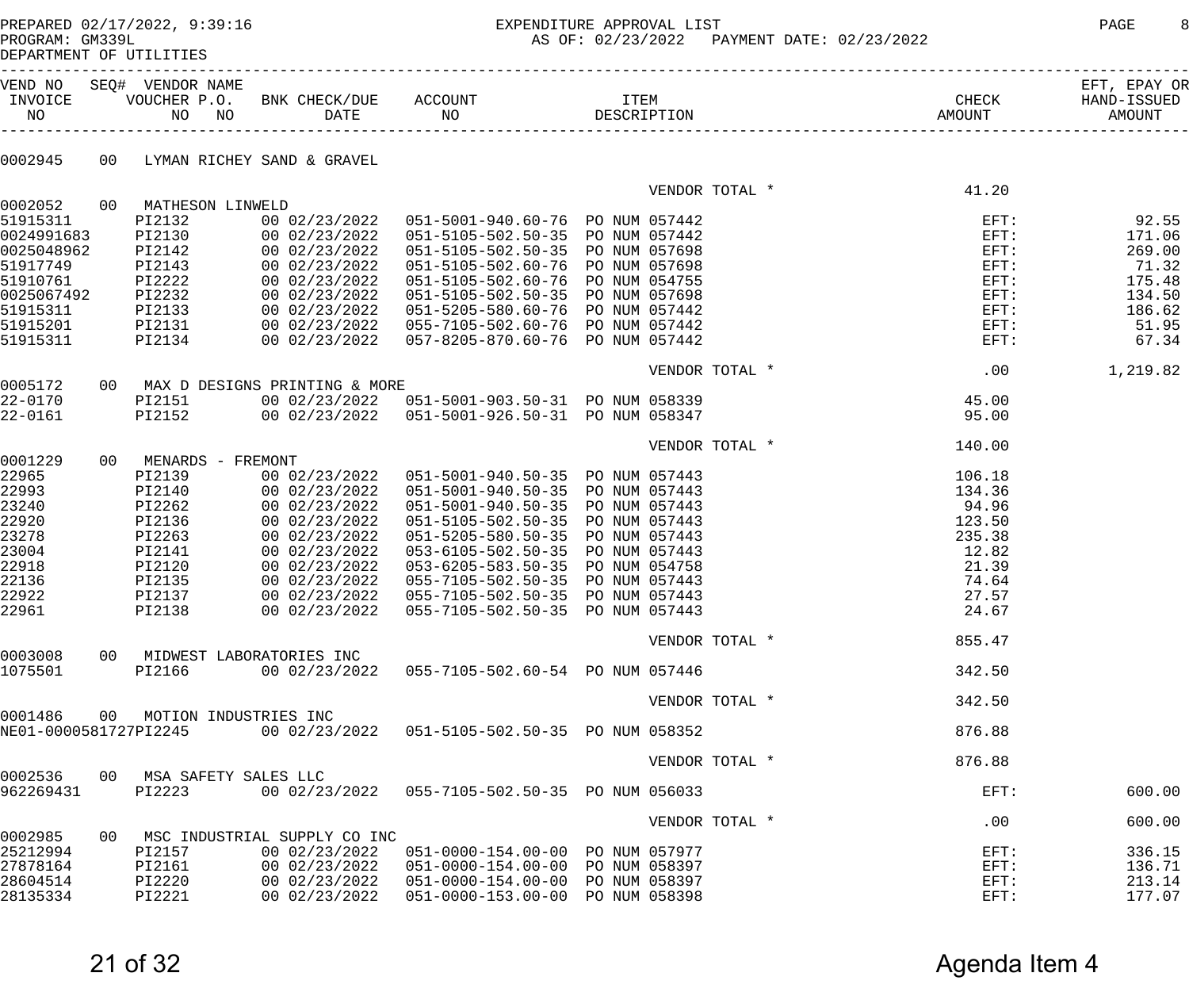PREPARED 02/17/2022, 9:39:16 EXPENDITURE APPROVAL LIST PAGE 8
PROGRAM: GM339L AS OF: 02/23/2022 PAYMENT DATE: 02/23/2022
DEPARTMENT OF UTILITIES

| VEND NO / INVOICE NO | SEQ# / VOUCHER NO | VENDOR NAME / P.O. NO | BNK CHECK/DUE DATE | ACCOUNT NO | ITEM DESCRIPTION | CHECK AMOUNT | EFT, EPAY OR HAND-ISSUED AMOUNT |
|---|---|---|---|---|---|---|---|
| 0002945 | 00 | LYMAN RICHEY SAND & GRAVEL | | | | | |
| | | | | | VENDOR TOTAL * | 41.20 | |
| 0002052 | 00 | MATHESON LINWELD | | | | | |
| 51915311 | PI2132 | | 00 02/23/2022 | 051-5001-940.60-76 | PO NUM 057442 | EFT: | 92.55 |
| 0024991683 | PI2130 | | 00 02/23/2022 | 051-5105-502.50-35 | PO NUM 057442 | EFT: | 171.06 |
| 0025048962 | PI2142 | | 00 02/23/2022 | 051-5105-502.50-35 | PO NUM 057698 | EFT: | 269.00 |
| 51917749 | PI2143 | | 00 02/23/2022 | 051-5105-502.60-76 | PO NUM 057698 | EFT: | 71.32 |
| 51910761 | PI2222 | | 00 02/23/2022 | 051-5105-502.60-76 | PO NUM 054755 | EFT: | 175.48 |
| 0025067492 | PI2232 | | 00 02/23/2022 | 051-5105-502.50-35 | PO NUM 057698 | EFT: | 134.50 |
| 51915311 | PI2133 | | 00 02/23/2022 | 051-5205-580.60-76 | PO NUM 057442 | EFT: | 186.62 |
| 51915201 | PI2131 | | 00 02/23/2022 | 055-7105-502.60-76 | PO NUM 057442 | EFT: | 51.95 |
| 51915311 | PI2134 | | 00 02/23/2022 | 057-8205-870.60-76 | PO NUM 057442 | EFT: | 67.34 |
| | | | | | VENDOR TOTAL * | .00 | 1,219.82 |
| 0005172 | 00 | MAX D DESIGNS PRINTING & MORE | | | | | |
| 22-0170 | PI2151 | | 00 02/23/2022 | 051-5001-903.50-31 | PO NUM 058339 | 45.00 | |
| 22-0161 | PI2152 | | 00 02/23/2022 | 051-5001-926.50-31 | PO NUM 058347 | 95.00 | |
| | | | | | VENDOR TOTAL * | 140.00 | |
| 0001229 | 00 | MENARDS - FREMONT | | | | | |
| 22965 | PI2139 | | 00 02/23/2022 | 051-5001-940.50-35 | PO NUM 057443 | 106.18 | |
| 22993 | PI2140 | | 00 02/23/2022 | 051-5001-940.50-35 | PO NUM 057443 | 134.36 | |
| 23240 | PI2262 | | 00 02/23/2022 | 051-5001-940.50-35 | PO NUM 057443 | 94.96 | |
| 22920 | PI2136 | | 00 02/23/2022 | 051-5105-502.50-35 | PO NUM 057443 | 123.50 | |
| 23278 | PI2263 | | 00 02/23/2022 | 051-5205-580.50-35 | PO NUM 057443 | 235.38 | |
| 23004 | PI2141 | | 00 02/23/2022 | 053-6105-502.50-35 | PO NUM 057443 | 12.82 | |
| 22918 | PI2120 | | 00 02/23/2022 | 053-6205-583.50-35 | PO NUM 054758 | 21.39 | |
| 22136 | PI2135 | | 00 02/23/2022 | 055-7105-502.50-35 | PO NUM 057443 | 74.64 | |
| 22922 | PI2137 | | 00 02/23/2022 | 055-7105-502.50-35 | PO NUM 057443 | 27.57 | |
| 22961 | PI2138 | | 00 02/23/2022 | 055-7105-502.50-35 | PO NUM 057443 | 24.67 | |
| | | | | | VENDOR TOTAL * | 855.47 | |
| 0003008 | 00 | MIDWEST LABORATORIES INC | | | | | |
| 1075501 | PI2166 | | 00 02/23/2022 | 055-7105-502.60-54 | PO NUM 057446 | 342.50 | |
| | | | | | VENDOR TOTAL * | 342.50 | |
| 0001486 | 00 | MOTION INDUSTRIES INC | | | | | |
| NE01-0000581727 | PI2245 | | 00 02/23/2022 | 051-5105-502.50-35 | PO NUM 058352 | 876.88 | |
| | | | | | VENDOR TOTAL * | 876.88 | |
| 0002536 | 00 | MSA SAFETY SALES LLC | | | | | |
| 962269431 | PI2223 | | 00 02/23/2022 | 055-7105-502.50-35 | PO NUM 056033 | EFT: | 600.00 |
| | | | | | VENDOR TOTAL * | .00 | 600.00 |
| 0002985 | 00 | MSC INDUSTRIAL SUPPLY CO INC | | | | | |
| 25212994 | PI2157 | | 00 02/23/2022 | 051-0000-154.00-00 | PO NUM 057977 | EFT: | 336.15 |
| 27878164 | PI2161 | | 00 02/23/2022 | 051-0000-154.00-00 | PO NUM 058397 | EFT: | 136.71 |
| 28604514 | PI2220 | | 00 02/23/2022 | 051-0000-154.00-00 | PO NUM 058397 | EFT: | 213.14 |
| 28135334 | PI2221 | | 00 02/23/2022 | 051-0000-153.00-00 | PO NUM 058398 | EFT: | 177.07 |

Agenda Item 4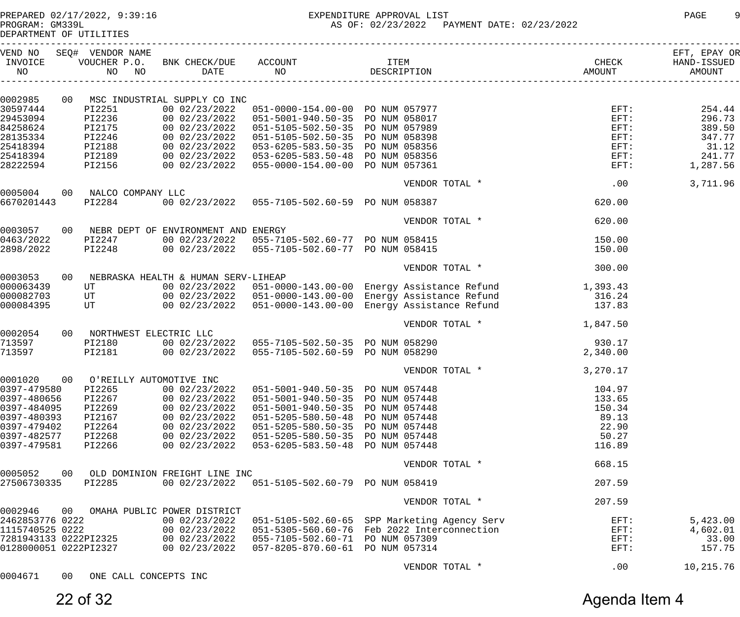PREPARED 02/17/2022, 9:39:16 EXPENDITURE APPROVAL LIST
PROGRAM: GM339L AS OF: 02/23/2022 PAYMENT DATE: 02/23/2022
DEPARTMENT OF UTILITIES

| VEND NO / INVOICE NO | SEQ# | VENDOR NAME / VOUCHER NO | P.O. NO | BNK CHECK/DUE DATE | ACCOUNT NO | ITEM DESCRIPTION | CHECK AMOUNT | EFT, EPAY OR HAND-ISSUED AMOUNT |
|---|---|---|---|---|---|---|---|---|
| 0002985 | 00 | MSC INDUSTRIAL SUPPLY CO INC | | | | | | |
| 30597444 | | PI2251 | | 00 02/23/2022 | 051-0000-154.00-00 | PO NUM 057977 | EFT: | 254.44 |
| 29453094 | | PI2236 | | 00 02/23/2022 | 051-5001-940.50-35 | PO NUM 058017 | EFT: | 296.73 |
| 84258624 | | PI2175 | | 00 02/23/2022 | 051-5105-502.50-35 | PO NUM 057989 | EFT: | 389.50 |
| 28135334 | | PI2246 | | 00 02/23/2022 | 051-5105-502.50-35 | PO NUM 058398 | EFT: | 347.77 |
| 25418394 | | PI2188 | | 00 02/23/2022 | 053-6205-583.50-35 | PO NUM 058356 | EFT: | 31.12 |
| 25418394 | | PI2189 | | 00 02/23/2022 | 053-6205-583.50-48 | PO NUM 058356 | EFT: | 241.77 |
| 28222594 | | PI2156 | | 00 02/23/2022 | 055-0000-154.00-00 | PO NUM 057361 | EFT: | 1,287.56 |
| | | | | | | VENDOR TOTAL * | .00 | 3,711.96 |
| 0005004 | 00 | NALCO COMPANY LLC | | | | | | |
| 6670201443 | | PI2284 | | 00 02/23/2022 | 055-7105-502.60-59 | PO NUM 058387 | 620.00 | |
| | | | | | | VENDOR TOTAL * | 620.00 | |
| 0003057 | 00 | NEBR DEPT OF ENVIRONMENT AND ENERGY | | | | | | |
| 0463/2022 | | PI2247 | | 00 02/23/2022 | 055-7105-502.60-77 | PO NUM 058415 | 150.00 | |
| 2898/2022 | | PI2248 | | 00 02/23/2022 | 055-7105-502.60-77 | PO NUM 058415 | 150.00 | |
| | | | | | | VENDOR TOTAL * | 300.00 | |
| 0003053 | 00 | NEBRASKA HEALTH & HUMAN SERV-LIHEAP | | | | | | |
| 000063439 | | UT | | 00 02/23/2022 | 051-0000-143.00-00 | Energy Assistance Refund | 1,393.43 | |
| 000082703 | | UT | | 00 02/23/2022 | 051-0000-143.00-00 | Energy Assistance Refund | 316.24 | |
| 000084395 | | UT | | 00 02/23/2022 | 051-0000-143.00-00 | Energy Assistance Refund | 137.83 | |
| | | | | | | VENDOR TOTAL * | 1,847.50 | |
| 0002054 | 00 | NORTHWEST ELECTRIC LLC | | | | | | |
| 713597 | | PI2180 | | 00 02/23/2022 | 055-7105-502.50-35 | PO NUM 058290 | 930.17 | |
| 713597 | | PI2181 | | 00 02/23/2022 | 055-7105-502.60-59 | PO NUM 058290 | 2,340.00 | |
| | | | | | | VENDOR TOTAL * | 3,270.17 | |
| 0001020 | 00 | O'REILLY AUTOMOTIVE INC | | | | | | |
| 0397-479580 | | PI2265 | | 00 02/23/2022 | 051-5001-940.50-35 | PO NUM 057448 | 104.97 | |
| 0397-480656 | | PI2267 | | 00 02/23/2022 | 051-5001-940.50-35 | PO NUM 057448 | 133.65 | |
| 0397-484095 | | PI2269 | | 00 02/23/2022 | 051-5001-940.50-35 | PO NUM 057448 | 150.34 | |
| 0397-480393 | | PI2167 | | 00 02/23/2022 | 051-5205-580.50-48 | PO NUM 057448 | 89.13 | |
| 0397-479402 | | PI2264 | | 00 02/23/2022 | 051-5205-580.50-35 | PO NUM 057448 | 22.90 | |
| 0397-482577 | | PI2268 | | 00 02/23/2022 | 051-5205-580.50-35 | PO NUM 057448 | 50.27 | |
| 0397-479581 | | PI2266 | | 00 02/23/2022 | 053-6205-583.50-48 | PO NUM 057448 | 116.89 | |
| | | | | | | VENDOR TOTAL * | 668.15 | |
| 0005052 | 00 | OLD DOMINION FREIGHT LINE INC | | | | | | |
| 27506730335 | | PI2285 | | 00 02/23/2022 | 051-5105-502.60-79 | PO NUM 058419 | 207.59 | |
| | | | | | | VENDOR TOTAL * | 207.59 | |
| 0002946 | 00 | OMAHA PUBLIC POWER DISTRICT | | | | | | |
| 2462853776 0222 | | | | 00 02/23/2022 | 051-5105-502.60-65 | SPP Marketing Agency Serv | EFT: | 5,423.00 |
| 1115740525 0222 | | | | 00 02/23/2022 | 051-5305-560.60-76 | Feb 2022 Interconnection | EFT: | 4,602.01 |
| 7281943133 0222 | | PI2325 | | 00 02/23/2022 | 055-7105-502.60-71 | PO NUM 057309 | EFT: | 33.00 |
| 0128000051 0222 | | PI2327 | | 00 02/23/2022 | 057-8205-870.60-61 | PO NUM 057314 | EFT: | 157.75 |
| | | | | | | VENDOR TOTAL * | .00 | 10,215.76 |
| 0004671 | 00 | ONE CALL CONCEPTS INC | | | | | | |

Agenda Item 4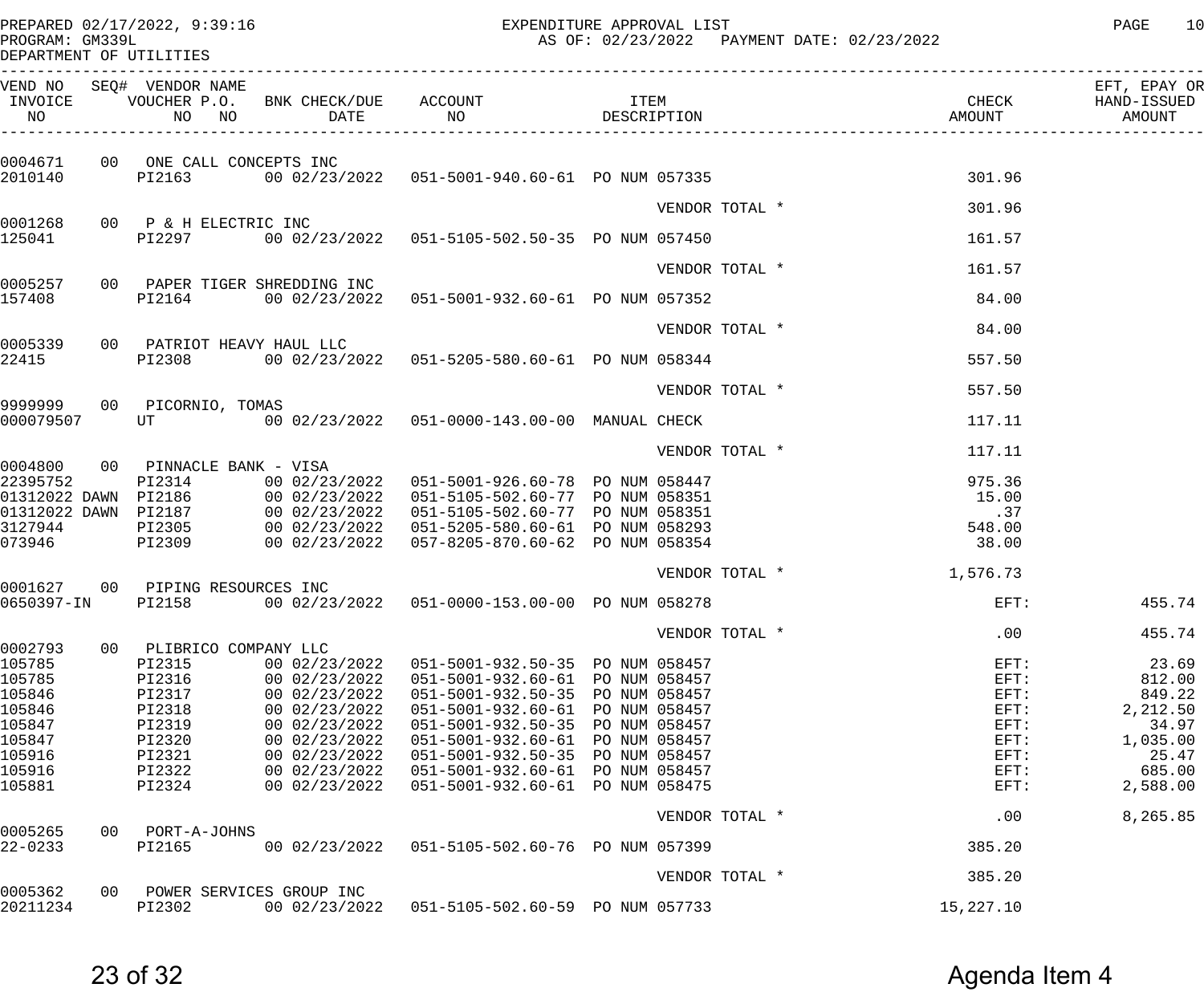PREPARED 02/17/2022, 9:39:16
PROGRAM: GM339L
DEPARTMENT OF UTILITIES

EXPENDITURE APPROVAL LIST
AS OF: 02/23/2022 PAYMENT DATE: 02/23/2022

PAGE 10

| VEND NO / INVOICE NO | SEQ# | VENDOR NAME / VOUCHER NO | P.O. NO | BNK CHECK/DUE DATE | ACCOUNT NO | ITEM DESCRIPTION | CHECK AMOUNT | EFT, EPAY OR HAND-ISSUED AMOUNT |
|---|---|---|---|---|---|---|---|---|
| 0004671 | 00 | ONE CALL CONCEPTS INC | | | | | | |
| 2010140 | | PI2163 | | 00 02/23/2022 | 051-5001-940.60-61 | PO NUM 057335 | 301.96 | |
| | | | | | | VENDOR TOTAL * | 301.96 | |
| 0001268 | 00 | P & H ELECTRIC INC | | | | | | |
| 125041 | | PI2297 | | 00 02/23/2022 | 051-5105-502.50-35 | PO NUM 057450 | 161.57 | |
| | | | | | | VENDOR TOTAL * | 161.57 | |
| 0005257 | 00 | PAPER TIGER SHREDDING INC | | | | | | |
| 157408 | | PI2164 | | 00 02/23/2022 | 051-5001-932.60-61 | PO NUM 057352 | 84.00 | |
| | | | | | | VENDOR TOTAL * | 84.00 | |
| 0005339 | 00 | PATRIOT HEAVY HAUL LLC | | | | | | |
| 22415 | | PI2308 | | 00 02/23/2022 | 051-5205-580.60-61 | PO NUM 058344 | 557.50 | |
| | | | | | | VENDOR TOTAL * | 557.50 | |
| 9999999 | 00 | PICORNIO, TOMAS | | | | | | |
| 000079507 | | UT | | 00 02/23/2022 | 051-0000-143.00-00 | MANUAL CHECK | 117.11 | |
| | | | | | | VENDOR TOTAL * | 117.11 | |
| 0004800 | 00 | PINNACLE BANK - VISA | | | | | | |
| 22395752 | | PI2314 | | 00 02/23/2022 | 051-5001-926.60-78 | PO NUM 058447 | 975.36 | |
| 01312022 DAWN | | PI2186 | | 00 02/23/2022 | 051-5105-502.60-77 | PO NUM 058351 | 15.00 | |
| 01312022 DAWN | | PI2187 | | 00 02/23/2022 | 051-5105-502.60-77 | PO NUM 058351 | .37 | |
| 3127944 | | PI2305 | | 00 02/23/2022 | 051-5205-580.60-61 | PO NUM 058293 | 548.00 | |
| 073946 | | PI2309 | | 00 02/23/2022 | 057-8205-870.60-62 | PO NUM 058354 | 38.00 | |
| | | | | | | VENDOR TOTAL * | 1,576.73 | |
| 0001627 | 00 | PIPING RESOURCES INC | | | | | | |
| 0650397-IN | | PI2158 | | 00 02/23/2022 | 051-0000-153.00-00 | PO NUM 058278 | EFT: | 455.74 |
| | | | | | | VENDOR TOTAL * | .00 | 455.74 |
| 0002793 | 00 | PLIBRICO COMPANY LLC | | | | | | |
| 105785 | | PI2315 | | 00 02/23/2022 | 051-5001-932.50-35 | PO NUM 058457 | EFT: | 23.69 |
| 105785 | | PI2316 | | 00 02/23/2022 | 051-5001-932.60-61 | PO NUM 058457 | EFT: | 812.00 |
| 105846 | | PI2317 | | 00 02/23/2022 | 051-5001-932.50-35 | PO NUM 058457 | EFT: | 849.22 |
| 105846 | | PI2318 | | 00 02/23/2022 | 051-5001-932.60-61 | PO NUM 058457 | EFT: | 2,212.50 |
| 105847 | | PI2319 | | 00 02/23/2022 | 051-5001-932.50-35 | PO NUM 058457 | EFT: | 34.97 |
| 105847 | | PI2320 | | 00 02/23/2022 | 051-5001-932.60-61 | PO NUM 058457 | EFT: | 1,035.00 |
| 105916 | | PI2321 | | 00 02/23/2022 | 051-5001-932.50-35 | PO NUM 058457 | EFT: | 25.47 |
| 105916 | | PI2322 | | 00 02/23/2022 | 051-5001-932.60-61 | PO NUM 058457 | EFT: | 685.00 |
| 105881 | | PI2324 | | 00 02/23/2022 | 051-5001-932.60-61 | PO NUM 058475 | EFT: | 2,588.00 |
| | | | | | | VENDOR TOTAL * | .00 | 8,265.85 |
| 0005265 | 00 | PORT-A-JOHNS | | | | | | |
| 22-0233 | | PI2165 | | 00 02/23/2022 | 051-5105-502.60-76 | PO NUM 057399 | 385.20 | |
| | | | | | | VENDOR TOTAL * | 385.20 | |
| 0005362 | 00 | POWER SERVICES GROUP INC | | | | | | |
| 20211234 | | PI2302 | | 00 02/23/2022 | 051-5105-502.60-59 | PO NUM 057733 | 15,227.10 | |

Agenda Item 4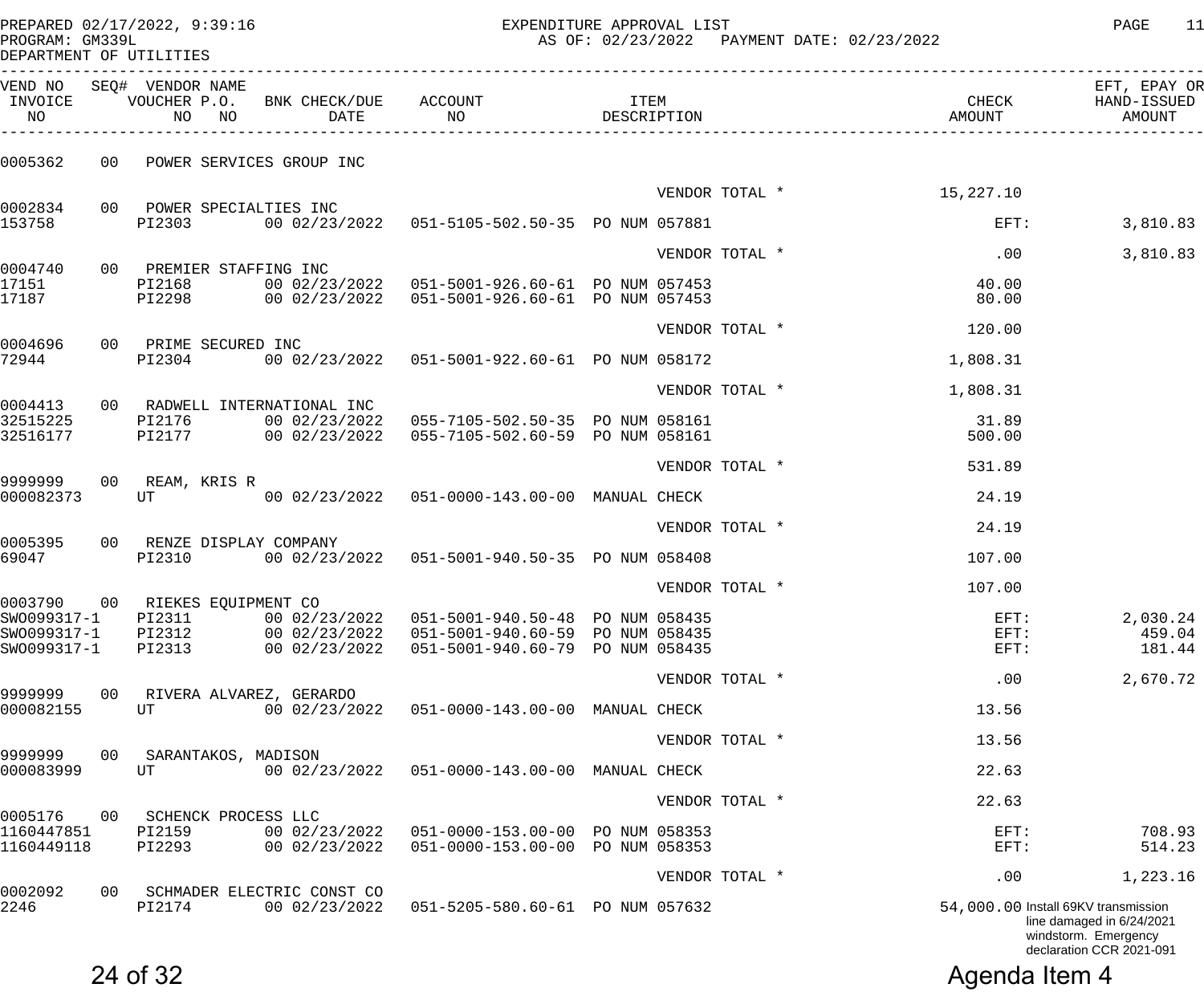PREPARED 02/17/2022, 9:39:16 EXPENDITURE APPROVAL LIST PAGE 11
PROGRAM: GM339L AS OF: 02/23/2022 PAYMENT DATE: 02/23/2022
DEPARTMENT OF UTILITIES

| VEND NO / INVOICE NO | SEQ# | VENDOR NAME / VOUCHER NO | P.O. NO | BNK CHECK/DUE DATE | ACCOUNT NO | ITEM DESCRIPTION | CHECK AMOUNT | EFT, EPAY OR HAND-ISSUED AMOUNT |
|---|---|---|---|---|---|---|---|---|
| 0005362 | 00 | POWER SERVICES GROUP INC | | | | | | |
| | | | | | | VENDOR TOTAL * | 15,227.10 | |
| 0002834 | 00 | POWER SPECIALTIES INC | | | | | | |
| 153758 | | PI2303 | | 00 02/23/2022 | 051-5105-502.50-35 | PO NUM 057881 | EFT: | 3,810.83 |
| | | | | | | VENDOR TOTAL * | .00 | 3,810.83 |
| 0004740 | 00 | PREMIER STAFFING INC | | | | | | |
| 17151 | | PI2168 | | 00 02/23/2022 | 051-5001-926.60-61 | PO NUM 057453 | 40.00 | |
| 17187 | | PI2298 | | 00 02/23/2022 | 051-5001-926.60-61 | PO NUM 057453 | 80.00 | |
| | | | | | | VENDOR TOTAL * | 120.00 | |
| 0004696 | 00 | PRIME SECURED INC | | | | | | |
| 72944 | | PI2304 | | 00 02/23/2022 | 051-5001-922.60-61 | PO NUM 058172 | 1,808.31 | |
| | | | | | | VENDOR TOTAL * | 1,808.31 | |
| 0004413 | 00 | RADWELL INTERNATIONAL INC | | | | | | |
| 32515225 | | PI2176 | | 00 02/23/2022 | 055-7105-502.50-35 | PO NUM 058161 | 31.89 | |
| 32516177 | | PI2177 | | 00 02/23/2022 | 055-7105-502.60-59 | PO NUM 058161 | 500.00 | |
| | | | | | | VENDOR TOTAL * | 531.89 | |
| 9999999 | 00 | REAM, KRIS R | | | | | | |
| 000082373 | | UT | | 00 02/23/2022 | 051-0000-143.00-00 | MANUAL CHECK | 24.19 | |
| | | | | | | VENDOR TOTAL * | 24.19 | |
| 0005395 | 00 | RENZE DISPLAY COMPANY | | | | | | |
| 69047 | | PI2310 | | 00 02/23/2022 | 051-5001-940.50-35 | PO NUM 058408 | 107.00 | |
| | | | | | | VENDOR TOTAL * | 107.00 | |
| 0003790 | 00 | RIEKES EQUIPMENT CO | | | | | | |
| SWO099317-1 | | PI2311 | | 00 02/23/2022 | 051-5001-940.50-48 | PO NUM 058435 | EFT: | 2,030.24 |
| SWO099317-1 | | PI2312 | | 00 02/23/2022 | 051-5001-940.60-59 | PO NUM 058435 | EFT: | 459.04 |
| SWO099317-1 | | PI2313 | | 00 02/23/2022 | 051-5001-940.60-79 | PO NUM 058435 | EFT: | 181.44 |
| | | | | | | VENDOR TOTAL * | .00 | 2,670.72 |
| 9999999 | 00 | RIVERA ALVAREZ, GERARDO | | | | | | |
| 000082155 | | UT | | 00 02/23/2022 | 051-0000-143.00-00 | MANUAL CHECK | 13.56 | |
| | | | | | | VENDOR TOTAL * | 13.56 | |
| 9999999 | 00 | SARANTAKOS, MADISON | | | | | | |
| 000083999 | | UT | | 00 02/23/2022 | 051-0000-143.00-00 | MANUAL CHECK | 22.63 | |
| | | | | | | VENDOR TOTAL * | 22.63 | |
| 0005176 | 00 | SCHENCK PROCESS LLC | | | | | | |
| 1160447851 | | PI2159 | | 00 02/23/2022 | 051-0000-153.00-00 | PO NUM 058353 | EFT: | 708.93 |
| 1160449118 | | PI2293 | | 00 02/23/2022 | 051-0000-153.00-00 | PO NUM 058353 | EFT: | 514.23 |
| | | | | | | VENDOR TOTAL * | .00 | 1,223.16 |
| 0002092 | 00 | SCHMADER ELECTRIC CONST CO | | | | | | |
| 2246 | | PI2174 | | 00 02/23/2022 | 051-5205-580.60-61 | PO NUM 057632 | 54,000.00 | Install 69KV transmission line damaged in 6/24/2021 windstorm. Emergency declaration CCR 2021-091 |

Agenda Item 4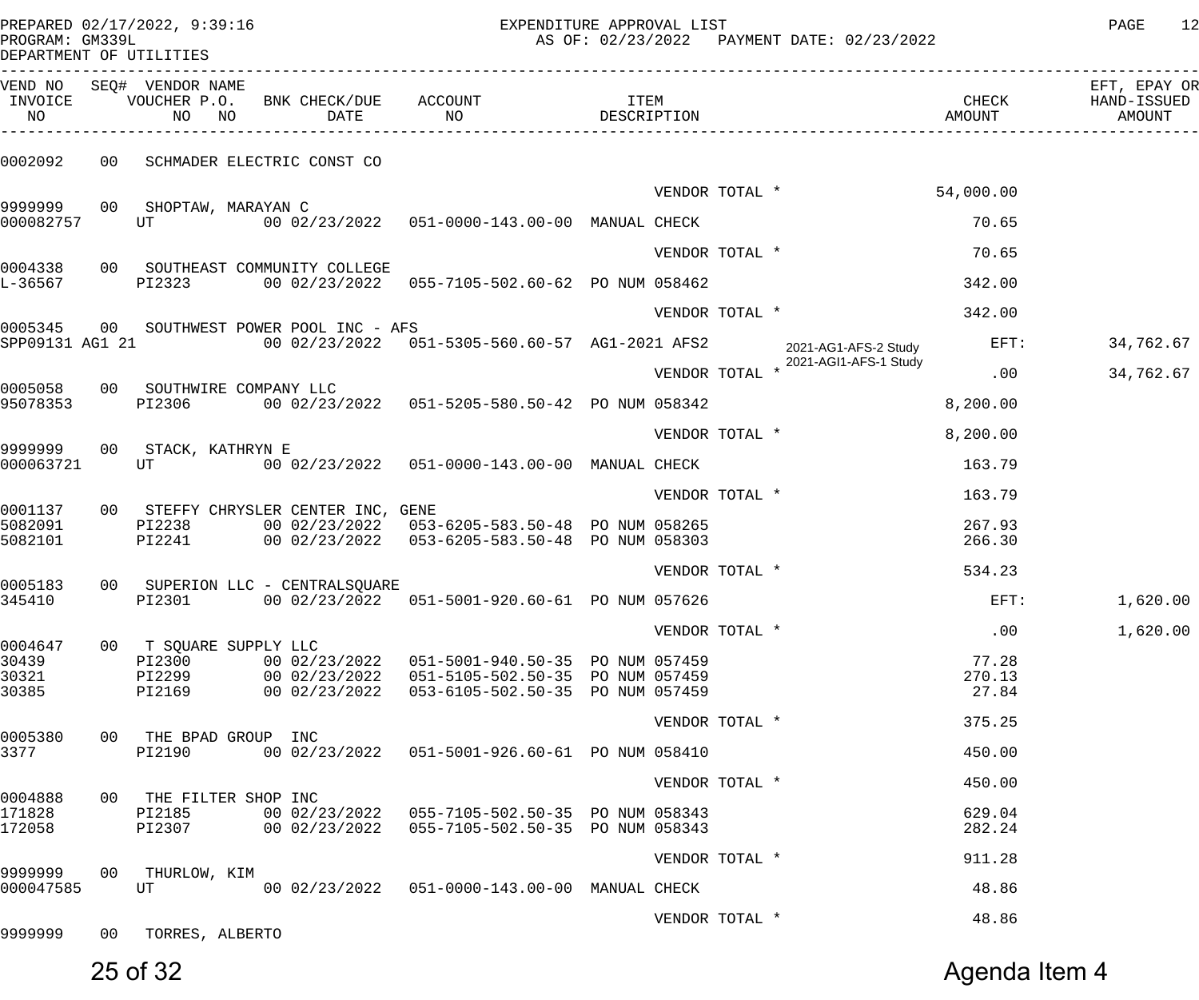PREPARED 02/17/2022, 9:39:16 — EXPENDITURE APPROVAL LIST — PAGE 12
PROGRAM: GM339L — AS OF: 02/23/2022 PAYMENT DATE: 02/23/2022
DEPARTMENT OF UTILITIES

| VEND NO / INVOICE NO | SEQ# | VENDOR NAME / VOUCHER NO | P.O. NO | BNK CHECK/DUE DATE | ACCOUNT NO | ITEM DESCRIPTION | CHECK AMOUNT | EFT, EPAY OR HAND-ISSUED AMOUNT |
|---|---|---|---|---|---|---|---|---|
| 0002092 | 00 | SCHMADER ELECTRIC CONST CO | | | | | | |
| | | | | | | VENDOR TOTAL * | 54,000.00 | |
| 9999999 | 00 | SHOPTAW, MARAYAN C | | | | | | |
| 000082757 | | UT | | 00 02/23/2022 | 051-0000-143.00-00 | MANUAL CHECK | 70.65 | |
| | | | | | | VENDOR TOTAL * | 70.65 | |
| 0004338 | 00 | SOUTHEAST COMMUNITY COLLEGE | | | | | | |
| L-36567 | | PI2323 | | 00 02/23/2022 | 055-7105-502.60-62 | PO NUM 058462 | 342.00 | |
| | | | | | | VENDOR TOTAL * | 342.00 | |
| 0005345 | 00 | SOUTHWEST POWER POOL INC - AFS | | | | | | |
| SPP09131 AG1 21 | | | | 00 02/23/2022 | 051-5305-560.60-57 | AG1-2021 AFS2 2021-AG1-AFS-2 Study 2021-AGI1-AFS-1 Study | EFT: | 34,762.67 |
| | | | | | | VENDOR TOTAL * | .00 | 34,762.67 |
| 0005058 | 00 | SOUTHWIRE COMPANY LLC | | | | | | |
| 95078353 | | PI2306 | | 00 02/23/2022 | 051-5205-580.50-42 | PO NUM 058342 | 8,200.00 | |
| | | | | | | VENDOR TOTAL * | 8,200.00 | |
| 9999999 | 00 | STACK, KATHRYN E | | | | | | |
| 000063721 | | UT | | 00 02/23/2022 | 051-0000-143.00-00 | MANUAL CHECK | 163.79 | |
| | | | | | | VENDOR TOTAL * | 163.79 | |
| 0001137 | 00 | STEFFY CHRYSLER CENTER INC, GENE | | | | | | |
| 5082091 | | PI2238 | | 00 02/23/2022 | 053-6205-583.50-48 | PO NUM 058265 | 267.93 | |
| 5082101 | | PI2241 | | 00 02/23/2022 | 053-6205-583.50-48 | PO NUM 058303 | 266.30 | |
| | | | | | | VENDOR TOTAL * | 534.23 | |
| 0005183 | 00 | SUPERION LLC - CENTRALSQUARE | | | | | | |
| 345410 | | PI2301 | | 00 02/23/2022 | 051-5001-920.60-61 | PO NUM 057626 | EFT: | 1,620.00 |
| | | | | | | VENDOR TOTAL * | .00 | 1,620.00 |
| 0004647 | 00 | T SQUARE SUPPLY LLC | | | | | | |
| 30439 | | PI2300 | | 00 02/23/2022 | 051-5001-940.50-35 | PO NUM 057459 | 77.28 | |
| 30321 | | PI2299 | | 00 02/23/2022 | 051-5105-502.50-35 | PO NUM 057459 | 270.13 | |
| 30385 | | PI2169 | | 00 02/23/2022 | 053-6105-502.50-35 | PO NUM 057459 | 27.84 | |
| | | | | | | VENDOR TOTAL * | 375.25 | |
| 0005380 | 00 | THE BPAD GROUP INC | | | | | | |
| 3377 | | PI2190 | | 00 02/23/2022 | 051-5001-926.60-61 | PO NUM 058410 | 450.00 | |
| | | | | | | VENDOR TOTAL * | 450.00 | |
| 0004888 | 00 | THE FILTER SHOP INC | | | | | | |
| 171828 | | PI2185 | | 00 02/23/2022 | 055-7105-502.50-35 | PO NUM 058343 | 629.04 | |
| 172058 | | PI2307 | | 00 02/23/2022 | 055-7105-502.50-35 | PO NUM 058343 | 282.24 | |
| | | | | | | VENDOR TOTAL * | 911.28 | |
| 9999999 | 00 | THURLOW, KIM | | | | | | |
| 000047585 | | UT | | 00 02/23/2022 | 051-0000-143.00-00 | MANUAL CHECK | 48.86 | |
| | | | | | | VENDOR TOTAL * | 48.86 | |
| 9999999 | 00 | TORRES, ALBERTO | | | | | | |

Agenda Item 4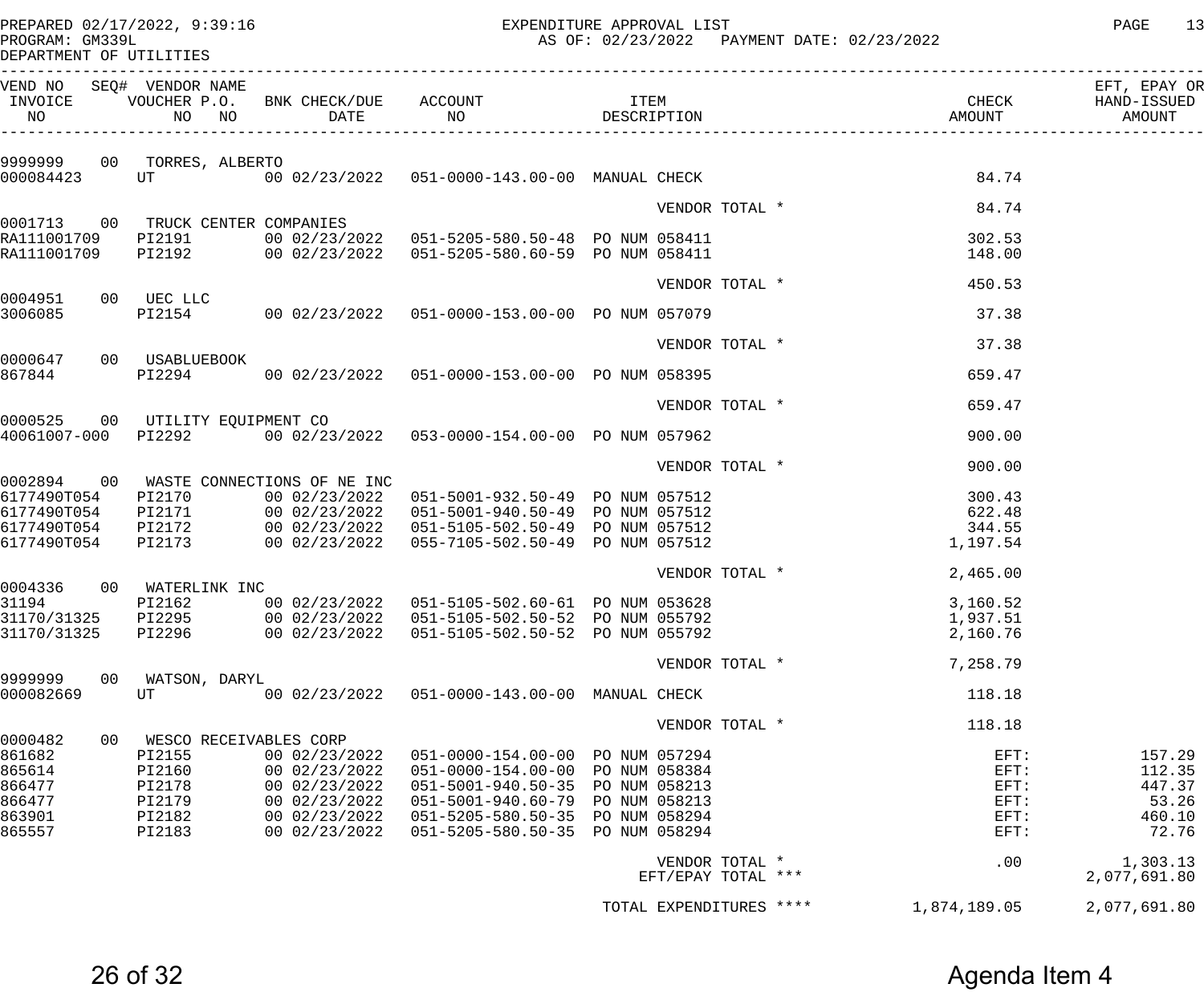PREPARED 02/17/2022, 9:39:16
PROGRAM: GM339L
DEPARTMENT OF UTILITIES

EXPENDITURE APPROVAL LIST
AS OF: 02/23/2022 PAYMENT DATE: 02/23/2022

| VEND NO / INVOICE NO | SEQ# / VOUCHER NO | P.O. NO | BNK CHECK/DUE DATE | ACCOUNT NO | ITEM DESCRIPTION | CHECK AMOUNT | EFT, EPAY OR HAND-ISSUED AMOUNT |
|---|---|---|---|---|---|---|---|
| 9999999 | 00 | TORRES, ALBERTO | | | | | |
| 000084423 | UT | | 00 02/23/2022 | 051-0000-143.00-00 | MANUAL CHECK | 84.74 | |
| | | | | | VENDOR TOTAL * | 84.74 | |
| 0001713 | 00 | TRUCK CENTER COMPANIES | | | | | |
| RA111001709 | PI2191 | | 00 02/23/2022 | 051-5205-580.50-48 | PO NUM 058411 | 302.53 | |
| RA111001709 | PI2192 | | 00 02/23/2022 | 051-5205-580.60-59 | PO NUM 058411 | 148.00 | |
| | | | | | VENDOR TOTAL * | 450.53 | |
| 0004951 | 00 | UEC LLC | | | | | |
| 3006085 | PI2154 | | 00 02/23/2022 | 051-0000-153.00-00 | PO NUM 057079 | 37.38 | |
| | | | | | VENDOR TOTAL * | 37.38 | |
| 0000647 | 00 | USABLUEBOOK | | | | | |
| 867844 | PI2294 | | 00 02/23/2022 | 051-0000-153.00-00 | PO NUM 058395 | 659.47 | |
| | | | | | VENDOR TOTAL * | 659.47 | |
| 0000525 | 00 | UTILITY EQUIPMENT CO | | | | | |
| 40061007-000 | PI2292 | | 00 02/23/2022 | 053-0000-154.00-00 | PO NUM 057962 | 900.00 | |
| | | | | | VENDOR TOTAL * | 900.00 | |
| 0002894 | 00 | WASTE CONNECTIONS OF NE INC | | | | | |
| 6177490T054 | PI2170 | | 00 02/23/2022 | 051-5001-932.50-49 | PO NUM 057512 | 300.43 | |
| 6177490T054 | PI2171 | | 00 02/23/2022 | 051-5001-940.50-49 | PO NUM 057512 | 622.48 | |
| 6177490T054 | PI2172 | | 00 02/23/2022 | 051-5105-502.50-49 | PO NUM 057512 | 344.55 | |
| 6177490T054 | PI2173 | | 00 02/23/2022 | 055-7105-502.50-49 | PO NUM 057512 | 1,197.54 | |
| | | | | | VENDOR TOTAL * | 2,465.00 | |
| 0004336 | 00 | WATERLINK INC | | | | | |
| 31194 | PI2162 | | 00 02/23/2022 | 051-5105-502.60-61 | PO NUM 053628 | 3,160.52 | |
| 31170/31325 | PI2295 | | 00 02/23/2022 | 051-5105-502.50-52 | PO NUM 055792 | 1,937.51 | |
| 31170/31325 | PI2296 | | 00 02/23/2022 | 051-5105-502.50-52 | PO NUM 055792 | 2,160.76 | |
| | | | | | VENDOR TOTAL * | 7,258.79 | |
| 9999999 | 00 | WATSON, DARYL | | | | | |
| 000082669 | UT | | 00 02/23/2022 | 051-0000-143.00-00 | MANUAL CHECK | 118.18 | |
| | | | | | VENDOR TOTAL * | 118.18 | |
| 0000482 | 00 | WESCO RECEIVABLES CORP | | | | | |
| 861682 | PI2155 | | 00 02/23/2022 | 051-0000-154.00-00 | PO NUM 057294 | EFT: | 157.29 |
| 865614 | PI2160 | | 00 02/23/2022 | 051-0000-154.00-00 | PO NUM 058384 | EFT: | 112.35 |
| 866477 | PI2178 | | 00 02/23/2022 | 051-5001-940.50-35 | PO NUM 058213 | EFT: | 447.37 |
| 866477 | PI2179 | | 00 02/23/2022 | 051-5001-940.60-79 | PO NUM 058213 | EFT: | 53.26 |
| 863901 | PI2182 | | 00 02/23/2022 | 051-5205-580.50-35 | PO NUM 058294 | EFT: | 460.10 |
| 865557 | PI2183 | | 00 02/23/2022 | 051-5205-580.50-35 | PO NUM 058294 | EFT: | 72.76 |
| | | | | | VENDOR TOTAL * | .00 | 1,303.13 |
| | | | | | EFT/EPAY TOTAL *** | | 2,077,691.80 |
| | | | | | TOTAL EXPENDITURES **** | 1,874,189.05 | 2,077,691.80 |

Agenda Item 4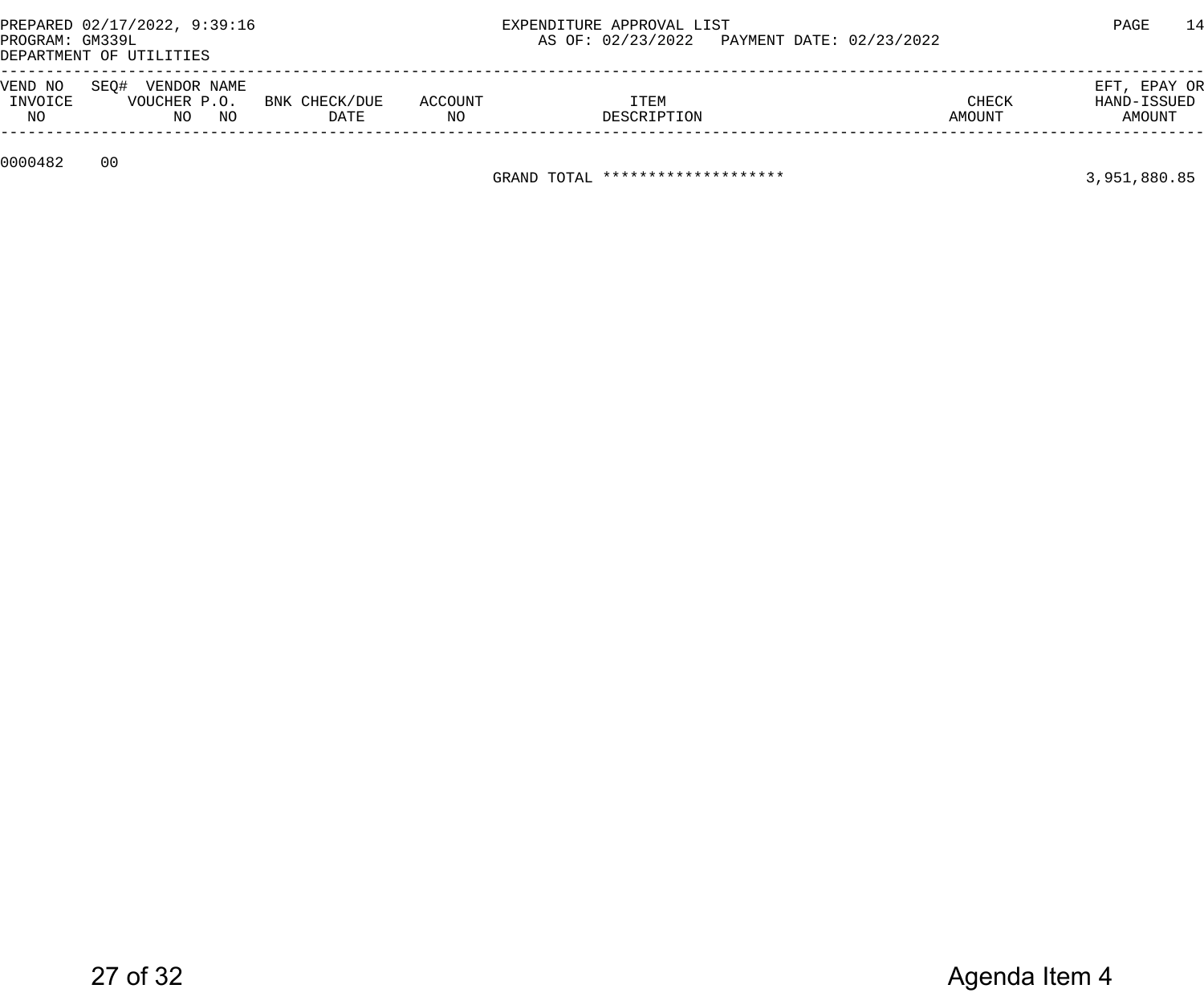PREPARED 02/17/2022, 9:39:16 EXPENDITURE APPROVAL LIST
PROGRAM: GM339L AS OF: 02/23/2022 PAYMENT DATE: 02/23/2022
DEPARTMENT OF UTILITIES

| VEND NO INVOICE NO | SEQ# | VENDOR NAME VOUCHER NO | P.O. NO | BNK CHECK/DUE DATE | ACCOUNT NO | ITEM DESCRIPTION | CHECK AMOUNT | EFT, EPAY OR HAND-ISSUED AMOUNT |
|---|---|---|---|---|---|---|---|---|
| 0000482 | 00 | | | | | | | |
| | | | | | | GRAND TOTAL ******************** | | 3,951,880.85 |

Agenda Item 4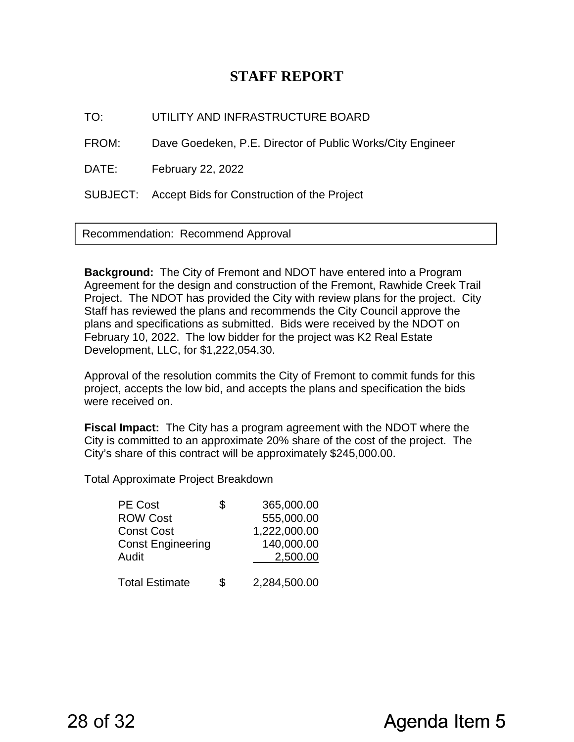# STAFF REPORT

TO: UTILITY AND INFRASTRUCTURE BOARD

FROM: Dave Goedeken, P.E. Director of Public Works/City Engineer

DATE: February 22, 2022

SUBJECT: Accept Bids for Construction of the Project

Recommendation: Recommend Approval

**Background:** The City of Fremont and NDOT have entered into a Program Agreement for the design and construction of the Fremont, Rawhide Creek Trail Project. The NDOT has provided the City with review plans for the project. City Staff has reviewed the plans and recommends the City Council approve the plans and specifications as submitted. Bids were received by the NDOT on February 10, 2022. The low bidder for the project was K2 Real Estate Development, LLC, for $1,222,054.30.

Approval of the resolution commits the City of Fremont to commit funds for this project, accepts the low bid, and accepts the plans and specification the bids were received on.

**Fiscal Impact:** The City has a program agreement with the NDOT where the City is committed to an approximate 20% share of the cost of the project. The City's share of this contract will be approximately $245,000.00.

Total Approximate Project Breakdown

| | | |
|---|---|---|
| PE Cost | $ | 365,000.00 |
| ROW Cost | | 555,000.00 |
| Const Cost | | 1,222,000.00 |
| Const Engineering | | 140,000.00 |
| Audit | | 2,500.00 |
| Total Estimate | $ | 2,284,500.00 |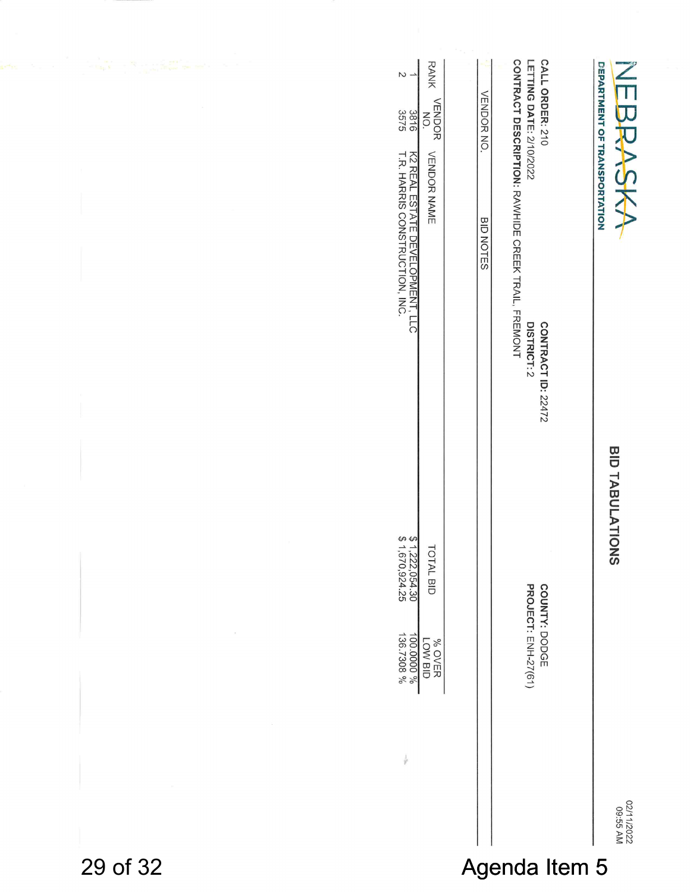NEBRASKA
DEPARTMENT OF TRANSPORTATION

# BID TABULATIONS

02/11/2022
09:55 AM

**CALL ORDER:** 210 **CONTRACT ID:** 22472 **COUNTY:** DODGE
**LETTING DATE:** 2/10/2022 **DISTRICT:** 2 **PROJECT:** ENH-27(61)
**CONTRACT DESCRIPTION:** RAWHIDE CREEK TRAIL, FREMONT

| VENDOR NO. | BID NOTES |
|---|---|
| | |

| RANK | VENDOR NO. | VENDOR NAME | TOTAL BID | % OVER LOW BID |
|---|---|---|---|---|
| 1 | 3816 | K2 REAL ESTATE DEVELOPMENT, LLC | $ 1,222,054.30 | 100.0000 % |
| 2 | 3575 | T.R. HARRIS CONSTRUCTION, INC. | $ 1,670,924.25 | 136.7308 % |

Agenda Item 5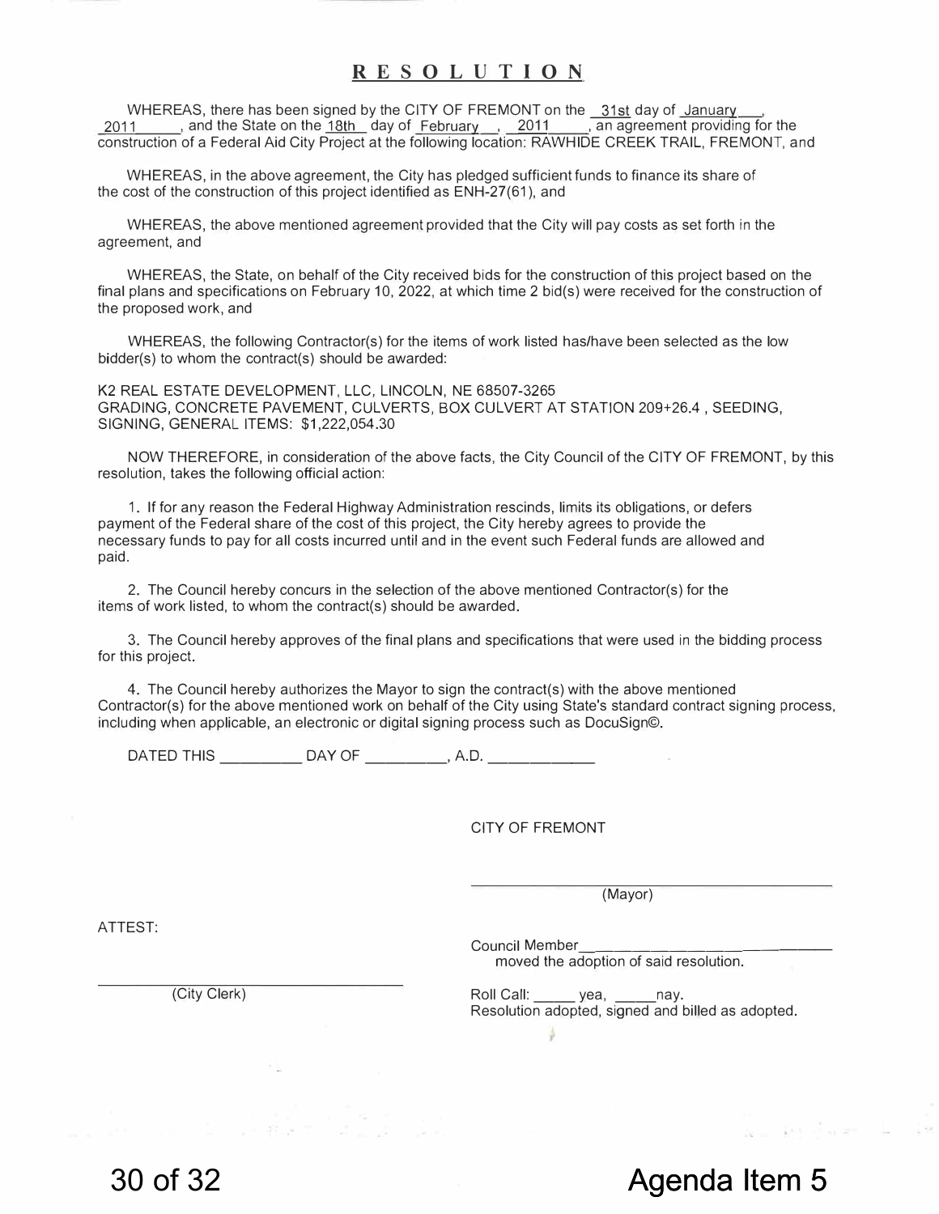# RESOLUTION

WHEREAS, there has been signed by the CITY OF FREMONT on the 31st day of January, 2011, and the State on the 18th day of February, 2011, an agreement providing for the construction of a Federal Aid City Project at the following location: RAWHIDE CREEK TRAIL, FREMONT, and

WHEREAS, in the above agreement, the City has pledged sufficient funds to finance its share of the cost of the construction of this project identified as ENH-27(61), and

WHEREAS, the above mentioned agreement provided that the City will pay costs as set forth in the agreement, and

WHEREAS, the State, on behalf of the City received bids for the construction of this project based on the final plans and specifications on February 10, 2022, at which time 2 bid(s) were received for the construction of the proposed work, and

WHEREAS, the following Contractor(s) for the items of work listed has/have been selected as the low bidder(s) to whom the contract(s) should be awarded:

K2 REAL ESTATE DEVELOPMENT, LLC, LINCOLN, NE 68507-3265
GRADING, CONCRETE PAVEMENT, CULVERTS, BOX CULVERT AT STATION 209+26.4 , SEEDING, SIGNING, GENERAL ITEMS: $1,222,054.30

NOW THEREFORE, in consideration of the above facts, the City Council of the CITY OF FREMONT, by this resolution, takes the following official action:

1. If for any reason the Federal Highway Administration rescinds, limits its obligations, or defers payment of the Federal share of the cost of this project, the City hereby agrees to provide the necessary funds to pay for all costs incurred until and in the event such Federal funds are allowed and paid.

2. The Council hereby concurs in the selection of the above mentioned Contractor(s) for the items of work listed, to whom the contract(s) should be awarded.

3. The Council hereby approves of the final plans and specifications that were used in the bidding process for this project.

4. The Council hereby authorizes the Mayor to sign the contract(s) with the above mentioned Contractor(s) for the above mentioned work on behalf of the City using State's standard contract signing process, including when applicable, an electronic or digital signing process such as DocuSign©.

DATED THIS __________ DAY OF __________, A.D. ____________

CITY OF FREMONT

______________________________
(Mayor)

ATTEST:

______________________________
(City Clerk)

Council Member______________________________
moved the adoption of said resolution.

Roll Call: _____ yea, _____nay.
Resolution adopted, signed and billed as adopted.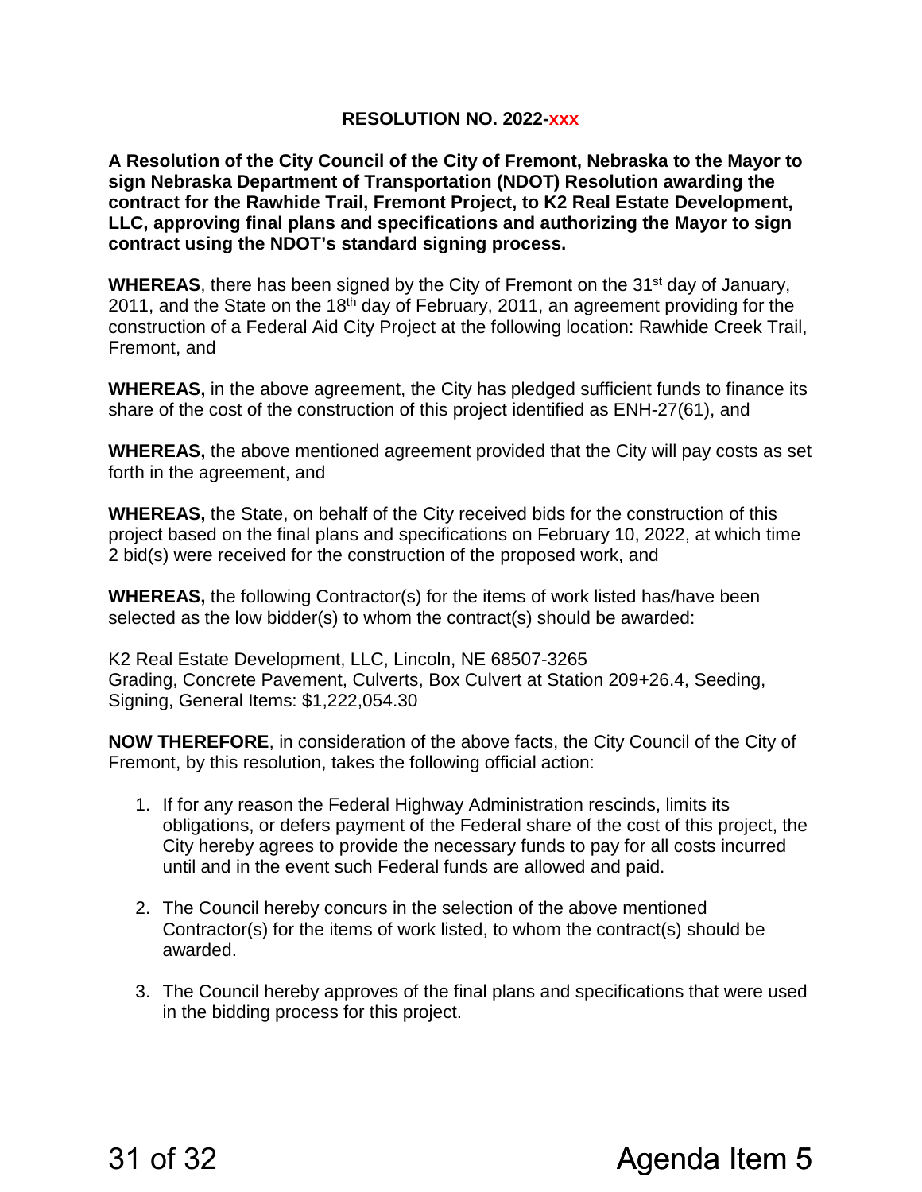**RESOLUTION NO. 2022-xxx**

**A Resolution of the City Council of the City of Fremont, Nebraska to the Mayor to sign Nebraska Department of Transportation (NDOT) Resolution awarding the contract for the Rawhide Trail, Fremont Project, to K2 Real Estate Development, LLC, approving final plans and specifications and authorizing the Mayor to sign contract using the NDOT's standard signing process.**

**WHEREAS**, there has been signed by the City of Fremont on the 31st day of January, 2011, and the State on the 18th day of February, 2011, an agreement providing for the construction of a Federal Aid City Project at the following location: Rawhide Creek Trail, Fremont, and

**WHEREAS,** in the above agreement, the City has pledged sufficient funds to finance its share of the cost of the construction of this project identified as ENH-27(61), and

**WHEREAS,** the above mentioned agreement provided that the City will pay costs as set forth in the agreement, and

**WHEREAS,** the State, on behalf of the City received bids for the construction of this project based on the final plans and specifications on February 10, 2022, at which time 2 bid(s) were received for the construction of the proposed work, and

**WHEREAS,** the following Contractor(s) for the items of work listed has/have been selected as the low bidder(s) to whom the contract(s) should be awarded:

K2 Real Estate Development, LLC, Lincoln, NE 68507-3265
Grading, Concrete Pavement, Culverts, Box Culvert at Station 209+26.4, Seeding, Signing, General Items: $1,222,054.30

**NOW THEREFORE**, in consideration of the above facts, the City Council of the City of Fremont, by this resolution, takes the following official action:

1. If for any reason the Federal Highway Administration rescinds, limits its obligations, or defers payment of the Federal share of the cost of this project, the City hereby agrees to provide the necessary funds to pay for all costs incurred until and in the event such Federal funds are allowed and paid.

2. The Council hereby concurs in the selection of the above mentioned Contractor(s) for the items of work listed, to whom the contract(s) should be awarded.

3. The Council hereby approves of the final plans and specifications that were used in the bidding process for this project.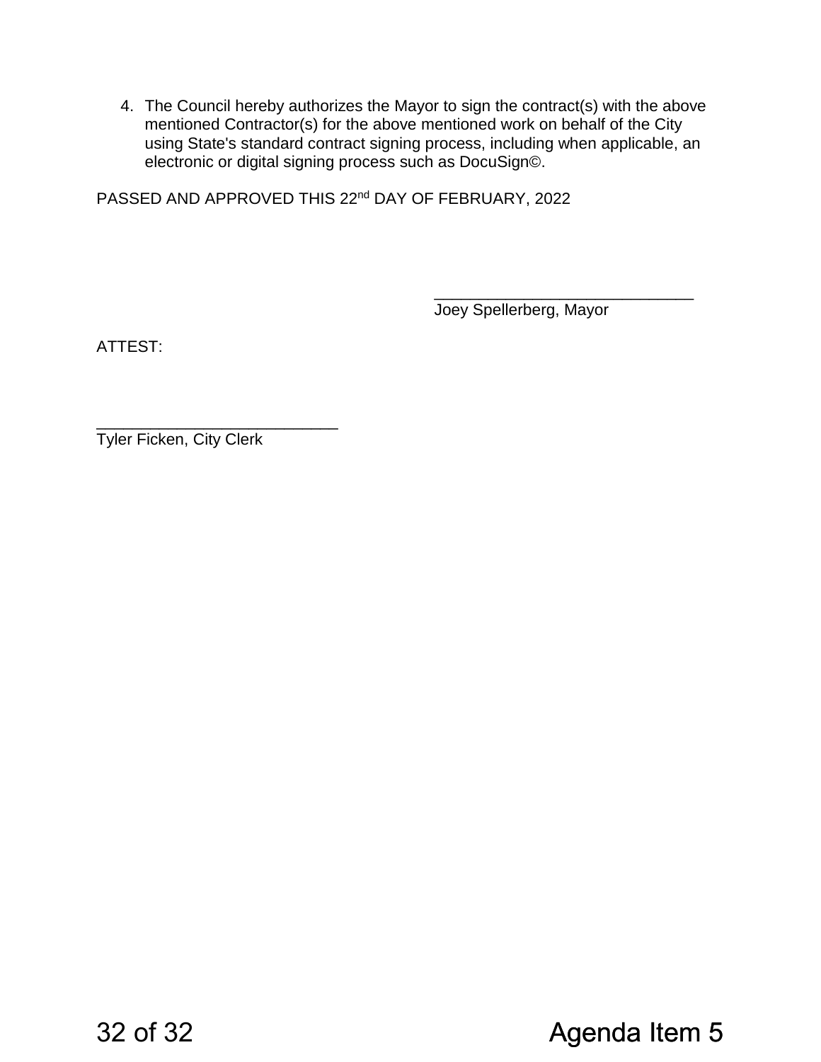4. The Council hereby authorizes the Mayor to sign the contract(s) with the above mentioned Contractor(s) for the above mentioned work on behalf of the City using State's standard contract signing process, including when applicable, an electronic or digital signing process such as DocuSign©.

PASSED AND APPROVED THIS 22nd DAY OF FEBRUARY, 2022

______________________________
Joey Spellerberg, Mayor

ATTEST:

____________________________
Tyler Ficken, City Clerk